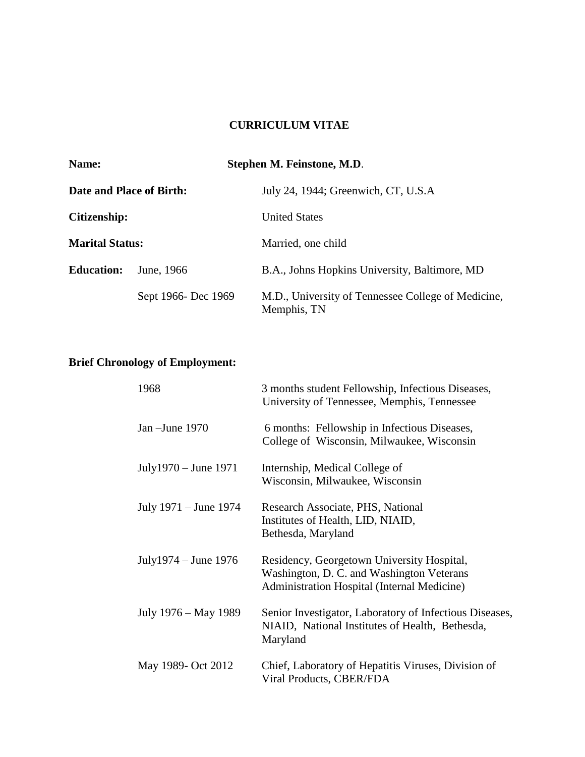# CURRICULUM VITAE

**Name:** **Stephen M. Feinstone, M.D**.

**Date and Place of Birth:** July 24, 1944; Greenwich, CT, U.S.A

**Citizenship:** United States

**Marital Status:** Married, one child

**Education:**

| | |
|---|---|
| June, 1966 | B.A., Johns Hopkins University, Baltimore, MD |
| Sept 1966- Dec 1969 | M.D., University of Tennessee College of Medicine, Memphis, TN |

**Brief Chronology of Employment:**

| | |
|---|---|
| 1968 | 3 months student Fellowship, Infectious Diseases, University of Tennessee, Memphis, Tennessee |
| Jan –June 1970 | 6 months: Fellowship in Infectious Diseases, College of Wisconsin, Milwaukee, Wisconsin |
| July1970 – June 1971 | Internship, Medical College of Wisconsin, Milwaukee, Wisconsin |
| July 1971 – June 1974 | Research Associate, PHS, National Institutes of Health, LID, NIAID, Bethesda, Maryland |
| July1974 – June 1976 | Residency, Georgetown University Hospital, Washington, D. C. and Washington Veterans Administration Hospital (Internal Medicine) |
| July 1976 – May 1989 | Senior Investigator, Laboratory of Infectious Diseases, NIAID, National Institutes of Health, Bethesda, Maryland |
| May 1989- Oct 2012 | Chief, Laboratory of Hepatitis Viruses, Division of Viral Products, CBER/FDA |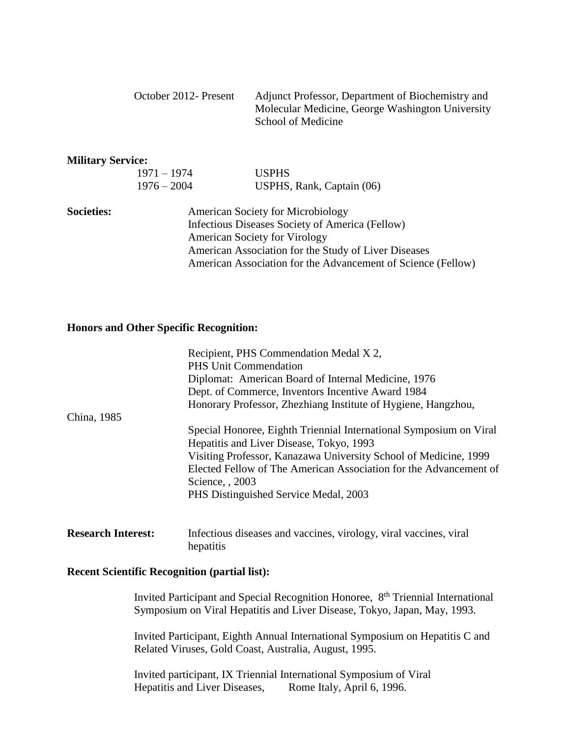| | |
|---|---|
| October 2012- Present | Adjunct Professor, Department of Biochemistry and Molecular Medicine, George Washington University School of Medicine |

**Military Service:**

| | |
|---|---|
| 1971 – 1974 | USPHS |
| 1976 – 2004 | USPHS, Rank, Captain (06) |

**Societies:**

American Society for Microbiology
Infectious Diseases Society of America (Fellow)
American Society for Virology
American Association for the Study of Liver Diseases
American Association for the Advancement of Science (Fellow)

**Honors and Other Specific Recognition:**

Recipient, PHS Commendation Medal X 2,
PHS Unit Commendation
Diplomat: American Board of Internal Medicine, 1976
Dept. of Commerce, Inventors Incentive Award 1984
Honorary Professor, Zhezhiang Institute of Hygiene, Hangzhou, China, 1985
Special Honoree, Eighth Triennial International Symposium on Viral Hepatitis and Liver Disease, Tokyo, 1993
Visiting Professor, Kanazawa University School of Medicine, 1999
Elected Fellow of The American Association for the Advancement of Science, , 2003
PHS Distinguished Service Medal, 2003

**Research Interest:** Infectious diseases and vaccines, virology, viral vaccines, viral hepatitis

**Recent Scientific Recognition (partial list):**

Invited Participant and Special Recognition Honoree, 8th Triennial International Symposium on Viral Hepatitis and Liver Disease, Tokyo, Japan, May, 1993.

Invited Participant, Eighth Annual International Symposium on Hepatitis C and Related Viruses, Gold Coast, Australia, August, 1995.

Invited participant, IX Triennial International Symposium of Viral Hepatitis and Liver Diseases, Rome Italy, April 6, 1996.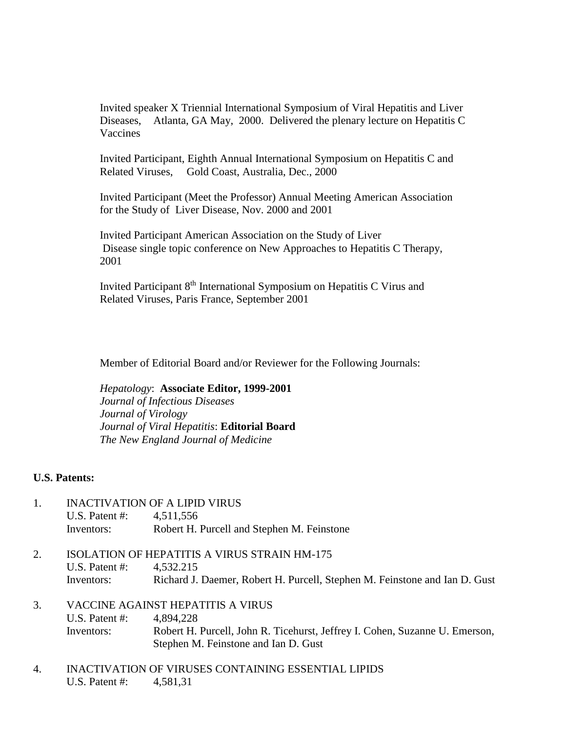Invited speaker X Triennial International Symposium of Viral Hepatitis and Liver Diseases, Atlanta, GA May, 2000. Delivered the plenary lecture on Hepatitis C Vaccines

Invited Participant, Eighth Annual International Symposium on Hepatitis C and Related Viruses, Gold Coast, Australia, Dec., 2000

Invited Participant (Meet the Professor) Annual Meeting American Association for the Study of Liver Disease, Nov. 2000 and 2001

Invited Participant American Association on the Study of Liver Disease single topic conference on New Approaches to Hepatitis C Therapy, 2001

Invited Participant 8th International Symposium on Hepatitis C Virus and Related Viruses, Paris France, September 2001

Member of Editorial Board and/or Reviewer for the Following Journals:

*Hepatology*: **Associate Editor, 1999-2001**
*Journal of Infectious Diseases*
*Journal of Virology*
*Journal of Viral Hepatitis*: **Editorial Board**
*The New England Journal of Medicine*

**U.S. Patents:**

1. INACTIVATION OF A LIPID VIRUS
   U.S. Patent #: 4,511,556
   Inventors: Robert H. Purcell and Stephen M. Feinstone

2. ISOLATION OF HEPATITIS A VIRUS STRAIN HM-175
   U.S. Patent #: 4,532.215
   Inventors: Richard J. Daemer, Robert H. Purcell, Stephen M. Feinstone and Ian D. Gust

3. VACCINE AGAINST HEPATITIS A VIRUS
   U.S. Patent #: 4,894,228
   Inventors: Robert H. Purcell, John R. Ticehurst, Jeffrey I. Cohen, Suzanne U. Emerson, Stephen M. Feinstone and Ian D. Gust

4. INACTIVATION OF VIRUSES CONTAINING ESSENTIAL LIPIDS
   U.S. Patent #: 4,581,31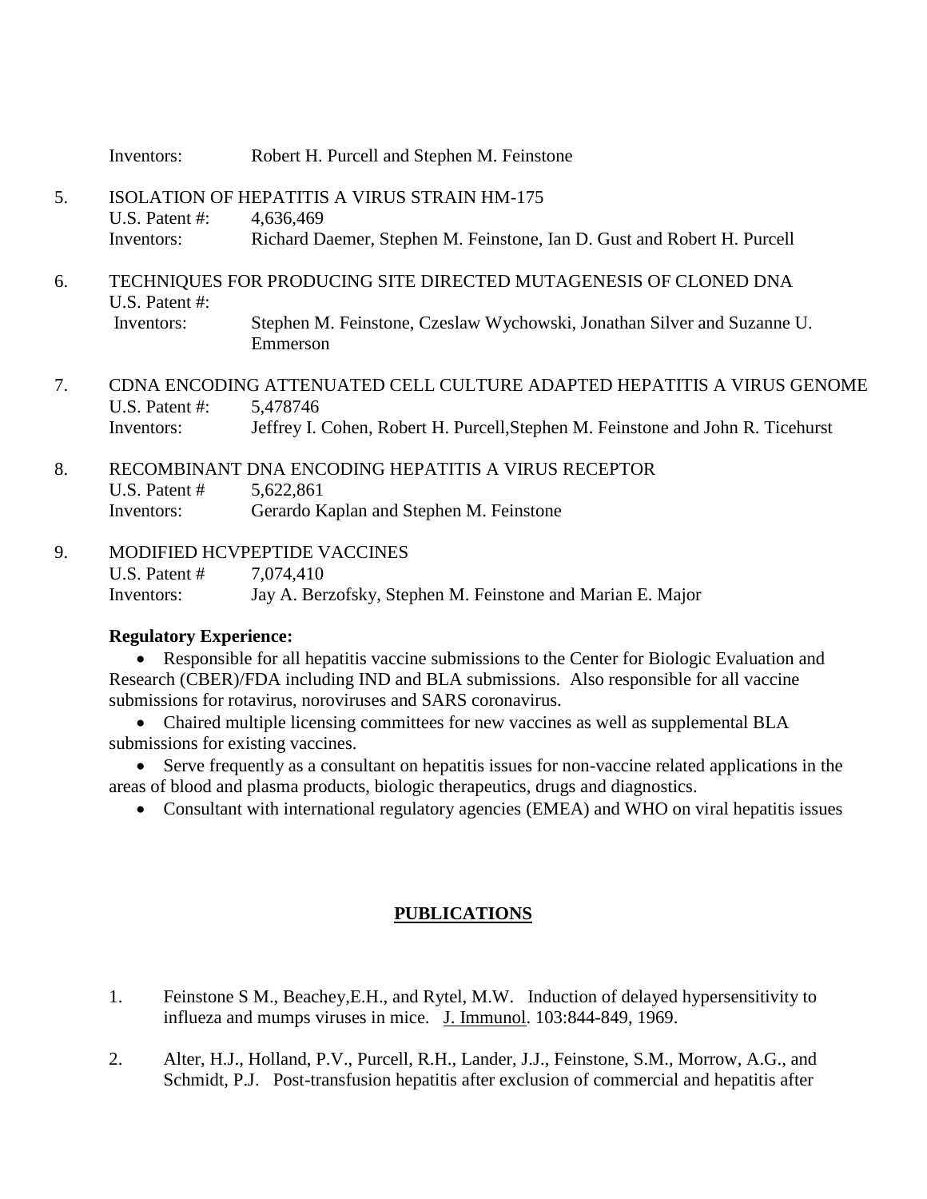Inventors: Robert H. Purcell and Stephen M. Feinstone

5. ISOLATION OF HEPATITIS A VIRUS STRAIN HM-175
   U.S. Patent #: 4,636,469
   Inventors: Richard Daemer, Stephen M. Feinstone, Ian D. Gust and Robert H. Purcell

6. TECHNIQUES FOR PRODUCING SITE DIRECTED MUTAGENESIS OF CLONED DNA
   U.S. Patent #:
   Inventors: Stephen M. Feinstone, Czeslaw Wychowski, Jonathan Silver and Suzanne U. Emmerson

7. CDNA ENCODING ATTENUATED CELL CULTURE ADAPTED HEPATITIS A VIRUS GENOME
   U.S. Patent #: 5,478746
   Inventors: Jeffrey I. Cohen, Robert H. Purcell,Stephen M. Feinstone and John R. Ticehurst

8. RECOMBINANT DNA ENCODING HEPATITIS A VIRUS RECEPTOR
   U.S. Patent # 5,622,861
   Inventors: Gerardo Kaplan and Stephen M. Feinstone

9. MODIFIED HCVPEPTIDE VACCINES
   U.S. Patent # 7,074,410
   Inventors: Jay A. Berzofsky, Stephen M. Feinstone and Marian E. Major

**Regulatory Experience:**

- Responsible for all hepatitis vaccine submissions to the Center for Biologic Evaluation and Research (CBER)/FDA including IND and BLA submissions. Also responsible for all vaccine submissions for rotavirus, noroviruses and SARS coronavirus.
- Chaired multiple licensing committees for new vaccines as well as supplemental BLA submissions for existing vaccines.
- Serve frequently as a consultant on hepatitis issues for non-vaccine related applications in the areas of blood and plasma products, biologic therapeutics, drugs and diagnostics.
- Consultant with international regulatory agencies (EMEA) and WHO on viral hepatitis issues

## PUBLICATIONS

1. Feinstone S M., Beachey,E.H., and Rytel, M.W. Induction of delayed hypersensitivity to influeza and mumps viruses in mice. J. Immunol. 103:844-849, 1969.

2. Alter, H.J., Holland, P.V., Purcell, R.H., Lander, J.J., Feinstone, S.M., Morrow, A.G., and Schmidt, P.J. Post-transfusion hepatitis after exclusion of commercial and hepatitis after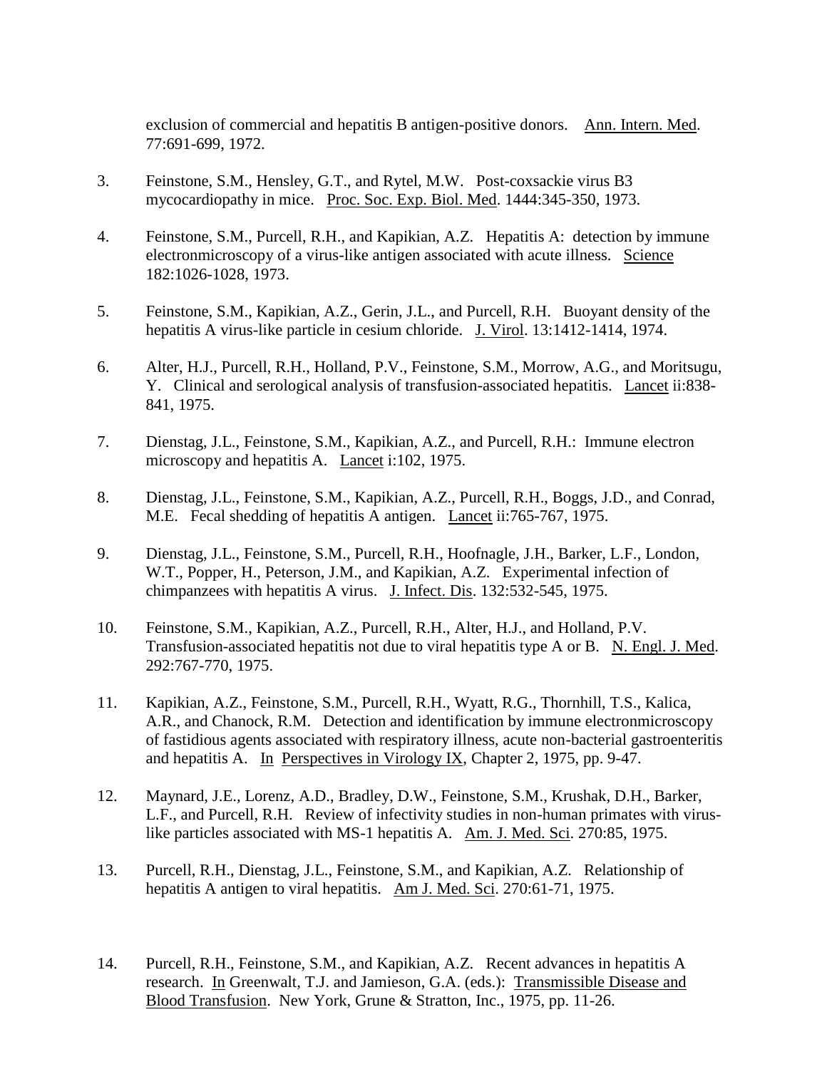exclusion of commercial and hepatitis B antigen-positive donors. Ann. Intern. Med. 77:691-699, 1972.

3. Feinstone, S.M., Hensley, G.T., and Rytel, M.W. Post-coxsackie virus B3 mycocardiopathy in mice. Proc. Soc. Exp. Biol. Med. 1444:345-350, 1973.

4. Feinstone, S.M., Purcell, R.H., and Kapikian, A.Z. Hepatitis A: detection by immune electronmicroscopy of a virus-like antigen associated with acute illness. Science 182:1026-1028, 1973.

5. Feinstone, S.M., Kapikian, A.Z., Gerin, J.L., and Purcell, R.H. Buoyant density of the hepatitis A virus-like particle in cesium chloride. J. Virol. 13:1412-1414, 1974.

6. Alter, H.J., Purcell, R.H., Holland, P.V., Feinstone, S.M., Morrow, A.G., and Moritsugu, Y. Clinical and serological analysis of transfusion-associated hepatitis. Lancet ii:838-841, 1975.

7. Dienstag, J.L., Feinstone, S.M., Kapikian, A.Z., and Purcell, R.H.: Immune electron microscopy and hepatitis A. Lancet i:102, 1975.

8. Dienstag, J.L., Feinstone, S.M., Kapikian, A.Z., Purcell, R.H., Boggs, J.D., and Conrad, M.E. Fecal shedding of hepatitis A antigen. Lancet ii:765-767, 1975.

9. Dienstag, J.L., Feinstone, S.M., Purcell, R.H., Hoofnagle, J.H., Barker, L.F., London, W.T., Popper, H., Peterson, J.M., and Kapikian, A.Z. Experimental infection of chimpanzees with hepatitis A virus. J. Infect. Dis. 132:532-545, 1975.

10. Feinstone, S.M., Kapikian, A.Z., Purcell, R.H., Alter, H.J., and Holland, P.V. Transfusion-associated hepatitis not due to viral hepatitis type A or B. N. Engl. J. Med. 292:767-770, 1975.

11. Kapikian, A.Z., Feinstone, S.M., Purcell, R.H., Wyatt, R.G., Thornhill, T.S., Kalica, A.R., and Chanock, R.M. Detection and identification by immune electronmicroscopy of fastidious agents associated with respiratory illness, acute non-bacterial gastroenteritis and hepatitis A. In Perspectives in Virology IX, Chapter 2, 1975, pp. 9-47.

12. Maynard, J.E., Lorenz, A.D., Bradley, D.W., Feinstone, S.M., Krushak, D.H., Barker, L.F., and Purcell, R.H. Review of infectivity studies in non-human primates with virus-like particles associated with MS-1 hepatitis A. Am. J. Med. Sci. 270:85, 1975.

13. Purcell, R.H., Dienstag, J.L., Feinstone, S.M., and Kapikian, A.Z. Relationship of hepatitis A antigen to viral hepatitis. Am J. Med. Sci. 270:61-71, 1975.

14. Purcell, R.H., Feinstone, S.M., and Kapikian, A.Z. Recent advances in hepatitis A research. In Greenwalt, T.J. and Jamieson, G.A. (eds.): Transmissible Disease and Blood Transfusion. New York, Grune & Stratton, Inc., 1975, pp. 11-26.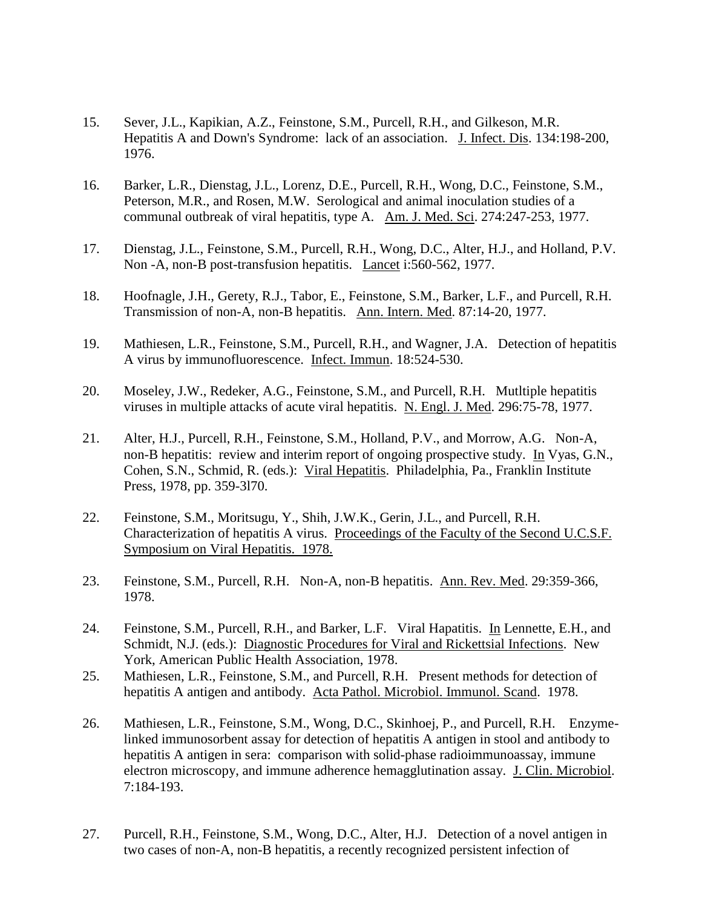15. Sever, J.L., Kapikian, A.Z., Feinstone, S.M., Purcell, R.H., and Gilkeson, M.R. Hepatitis A and Down's Syndrome: lack of an association. J. Infect. Dis. 134:198-200, 1976.

16. Barker, L.R., Dienstag, J.L., Lorenz, D.E., Purcell, R.H., Wong, D.C., Feinstone, S.M., Peterson, M.R., and Rosen, M.W. Serological and animal inoculation studies of a communal outbreak of viral hepatitis, type A. Am. J. Med. Sci. 274:247-253, 1977.

17. Dienstag, J.L., Feinstone, S.M., Purcell, R.H., Wong, D.C., Alter, H.J., and Holland, P.V. Non -A, non-B post-transfusion hepatitis. Lancet i:560-562, 1977.

18. Hoofnagle, J.H., Gerety, R.J., Tabor, E., Feinstone, S.M., Barker, L.F., and Purcell, R.H. Transmission of non-A, non-B hepatitis. Ann. Intern. Med. 87:14-20, 1977.

19. Mathiesen, L.R., Feinstone, S.M., Purcell, R.H., and Wagner, J.A. Detection of hepatitis A virus by immunofluorescence. Infect. Immun. 18:524-530.

20. Moseley, J.W., Redeker, A.G., Feinstone, S.M., and Purcell, R.H. Mutltiple hepatitis viruses in multiple attacks of acute viral hepatitis. N. Engl. J. Med. 296:75-78, 1977.

21. Alter, H.J., Purcell, R.H., Feinstone, S.M., Holland, P.V., and Morrow, A.G. Non-A, non-B hepatitis: review and interim report of ongoing prospective study. In Vyas, G.N., Cohen, S.N., Schmid, R. (eds.): Viral Hepatitis. Philadelphia, Pa., Franklin Institute Press, 1978, pp. 359-3l70.

22. Feinstone, S.M., Moritsugu, Y., Shih, J.W.K., Gerin, J.L., and Purcell, R.H. Characterization of hepatitis A virus. Proceedings of the Faculty of the Second U.C.S.F. Symposium on Viral Hepatitis. 1978.

23. Feinstone, S.M., Purcell, R.H. Non-A, non-B hepatitis. Ann. Rev. Med. 29:359-366, 1978.

24. Feinstone, S.M., Purcell, R.H., and Barker, L.F. Viral Hapatitis. In Lennette, E.H., and Schmidt, N.J. (eds.): Diagnostic Procedures for Viral and Rickettsial Infections. New York, American Public Health Association, 1978.

25. Mathiesen, L.R., Feinstone, S.M., and Purcell, R.H. Present methods for detection of hepatitis A antigen and antibody. Acta Pathol. Microbiol. Immunol. Scand. 1978.

26. Mathiesen, L.R., Feinstone, S.M., Wong, D.C., Skinhoej, P., and Purcell, R.H. Enzyme-linked immunosorbent assay for detection of hepatitis A antigen in stool and antibody to hepatitis A antigen in sera: comparison with solid-phase radioimmunoassay, immune electron microscopy, and immune adherence hemagglutination assay. J. Clin. Microbiol. 7:184-193.

27. Purcell, R.H., Feinstone, S.M., Wong, D.C., Alter, H.J. Detection of a novel antigen in two cases of non-A, non-B hepatitis, a recently recognized persistent infection of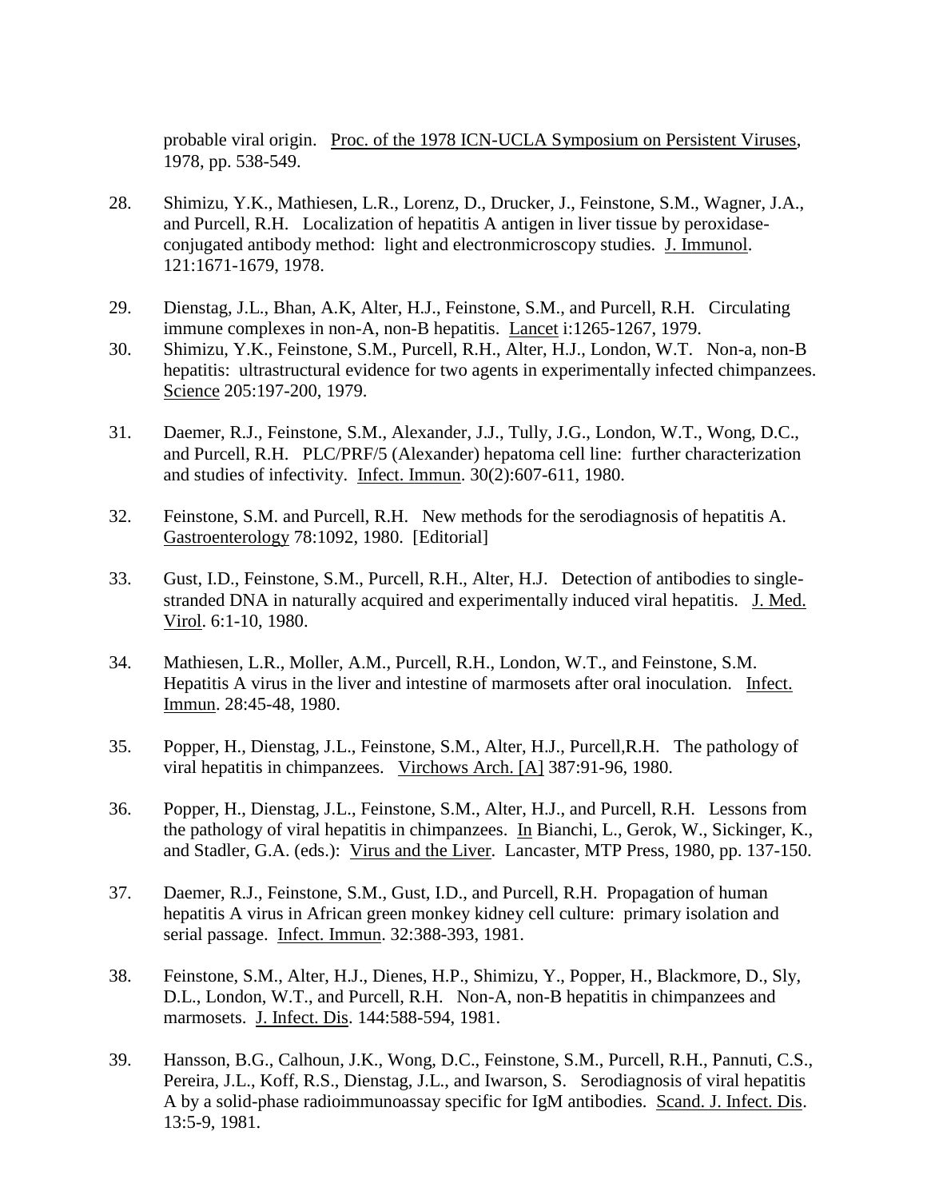probable viral origin. Proc. of the 1978 ICN-UCLA Symposium on Persistent Viruses, 1978, pp. 538-549.

28. Shimizu, Y.K., Mathiesen, L.R., Lorenz, D., Drucker, J., Feinstone, S.M., Wagner, J.A., and Purcell, R.H. Localization of hepatitis A antigen in liver tissue by peroxidase-conjugated antibody method: light and electronmicroscopy studies. J. Immunol. 121:1671-1679, 1978.

29. Dienstag, J.L., Bhan, A.K, Alter, H.J., Feinstone, S.M., and Purcell, R.H. Circulating immune complexes in non-A, non-B hepatitis. Lancet i:1265-1267, 1979.

30. Shimizu, Y.K., Feinstone, S.M., Purcell, R.H., Alter, H.J., London, W.T. Non-a, non-B hepatitis: ultrastructural evidence for two agents in experimentally infected chimpanzees. Science 205:197-200, 1979.

31. Daemer, R.J., Feinstone, S.M., Alexander, J.J., Tully, J.G., London, W.T., Wong, D.C., and Purcell, R.H. PLC/PRF/5 (Alexander) hepatoma cell line: further characterization and studies of infectivity. Infect. Immun. 30(2):607-611, 1980.

32. Feinstone, S.M. and Purcell, R.H. New methods for the serodiagnosis of hepatitis A. Gastroenterology 78:1092, 1980. [Editorial]

33. Gust, I.D., Feinstone, S.M., Purcell, R.H., Alter, H.J. Detection of antibodies to single-stranded DNA in naturally acquired and experimentally induced viral hepatitis. J. Med. Virol. 6:1-10, 1980.

34. Mathiesen, L.R., Moller, A.M., Purcell, R.H., London, W.T., and Feinstone, S.M. Hepatitis A virus in the liver and intestine of marmosets after oral inoculation. Infect. Immun. 28:45-48, 1980.

35. Popper, H., Dienstag, J.L., Feinstone, S.M., Alter, H.J., Purcell,R.H. The pathology of viral hepatitis in chimpanzees. Virchows Arch. [A] 387:91-96, 1980.

36. Popper, H., Dienstag, J.L., Feinstone, S.M., Alter, H.J., and Purcell, R.H. Lessons from the pathology of viral hepatitis in chimpanzees. In Bianchi, L., Gerok, W., Sickinger, K., and Stadler, G.A. (eds.): Virus and the Liver. Lancaster, MTP Press, 1980, pp. 137-150.

37. Daemer, R.J., Feinstone, S.M., Gust, I.D., and Purcell, R.H. Propagation of human hepatitis A virus in African green monkey kidney cell culture: primary isolation and serial passage. Infect. Immun. 32:388-393, 1981.

38. Feinstone, S.M., Alter, H.J., Dienes, H.P., Shimizu, Y., Popper, H., Blackmore, D., Sly, D.L., London, W.T., and Purcell, R.H. Non-A, non-B hepatitis in chimpanzees and marmosets. J. Infect. Dis. 144:588-594, 1981.

39. Hansson, B.G., Calhoun, J.K., Wong, D.C., Feinstone, S.M., Purcell, R.H., Pannuti, C.S., Pereira, J.L., Koff, R.S., Dienstag, J.L., and Iwarson, S. Serodiagnosis of viral hepatitis A by a solid-phase radioimmunoassay specific for IgM antibodies. Scand. J. Infect. Dis. 13:5-9, 1981.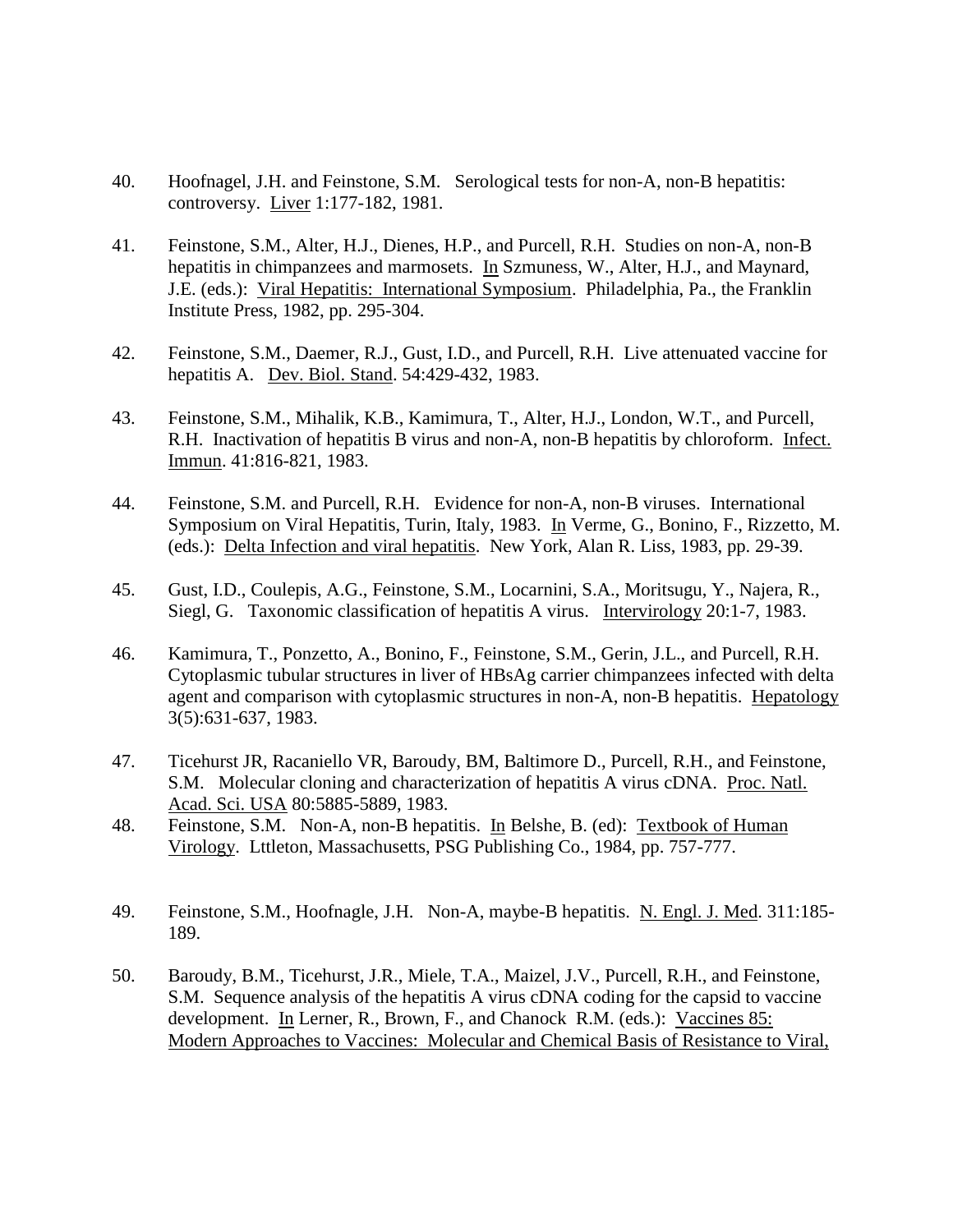40. Hoofnagel, J.H. and Feinstone, S.M. Serological tests for non-A, non-B hepatitis: controversy. Liver 1:177-182, 1981.

41. Feinstone, S.M., Alter, H.J., Dienes, H.P., and Purcell, R.H. Studies on non-A, non-B hepatitis in chimpanzees and marmosets. In Szmuness, W., Alter, H.J., and Maynard, J.E. (eds.): Viral Hepatitis: International Symposium. Philadelphia, Pa., the Franklin Institute Press, 1982, pp. 295-304.

42. Feinstone, S.M., Daemer, R.J., Gust, I.D., and Purcell, R.H. Live attenuated vaccine for hepatitis A. Dev. Biol. Stand. 54:429-432, 1983.

43. Feinstone, S.M., Mihalik, K.B., Kamimura, T., Alter, H.J., London, W.T., and Purcell, R.H. Inactivation of hepatitis B virus and non-A, non-B hepatitis by chloroform. Infect. Immun. 41:816-821, 1983.

44. Feinstone, S.M. and Purcell, R.H. Evidence for non-A, non-B viruses. International Symposium on Viral Hepatitis, Turin, Italy, 1983. In Verme, G., Bonino, F., Rizzetto, M. (eds.): Delta Infection and viral hepatitis. New York, Alan R. Liss, 1983, pp. 29-39.

45. Gust, I.D., Coulepis, A.G., Feinstone, S.M., Locarnini, S.A., Moritsugu, Y., Najera, R., Siegl, G. Taxonomic classification of hepatitis A virus. Intervirology 20:1-7, 1983.

46. Kamimura, T., Ponzetto, A., Bonino, F., Feinstone, S.M., Gerin, J.L., and Purcell, R.H. Cytoplasmic tubular structures in liver of HBsAg carrier chimpanzees infected with delta agent and comparison with cytoplasmic structures in non-A, non-B hepatitis. Hepatology 3(5):631-637, 1983.

47. Ticehurst JR, Racaniello VR, Baroudy, BM, Baltimore D., Purcell, R.H., and Feinstone, S.M. Molecular cloning and characterization of hepatitis A virus cDNA. Proc. Natl. Acad. Sci. USA 80:5885-5889, 1983.

48. Feinstone, S.M. Non-A, non-B hepatitis. In Belshe, B. (ed): Textbook of Human Virology. Lttleton, Massachusetts, PSG Publishing Co., 1984, pp. 757-777.

49. Feinstone, S.M., Hoofnagle, J.H. Non-A, maybe-B hepatitis. N. Engl. J. Med. 311:185-189.

50. Baroudy, B.M., Ticehurst, J.R., Miele, T.A., Maizel, J.V., Purcell, R.H., and Feinstone, S.M. Sequence analysis of the hepatitis A virus cDNA coding for the capsid to vaccine development. In Lerner, R., Brown, F., and Chanock R.M. (eds.): Vaccines 85: Modern Approaches to Vaccines: Molecular and Chemical Basis of Resistance to Viral,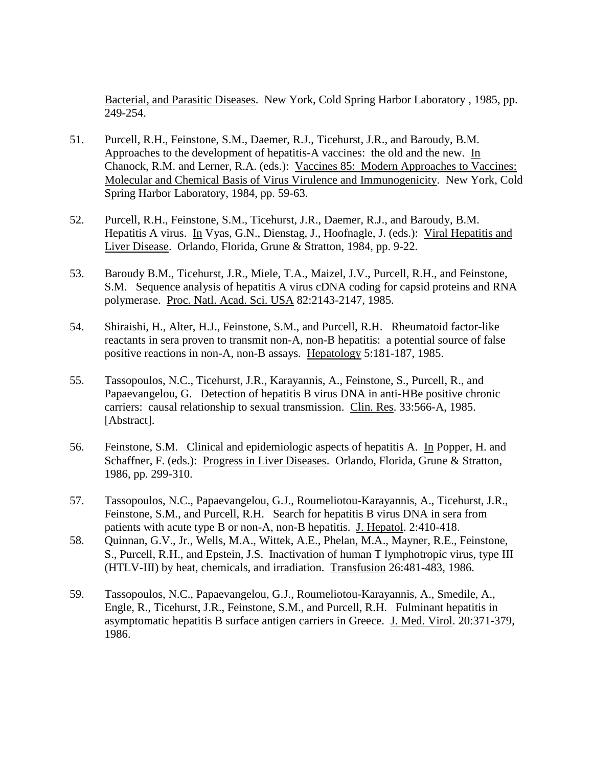Bacterial, and Parasitic Diseases. New York, Cold Spring Harbor Laboratory , 1985, pp. 249-254.

51. Purcell, R.H., Feinstone, S.M., Daemer, R.J., Ticehurst, J.R., and Baroudy, B.M. Approaches to the development of hepatitis-A vaccines: the old and the new. In Chanock, R.M. and Lerner, R.A. (eds.): Vaccines 85: Modern Approaches to Vaccines: Molecular and Chemical Basis of Virus Virulence and Immunogenicity. New York, Cold Spring Harbor Laboratory, 1984, pp. 59-63.

52. Purcell, R.H., Feinstone, S.M., Ticehurst, J.R., Daemer, R.J., and Baroudy, B.M. Hepatitis A virus. In Vyas, G.N., Dienstag, J., Hoofnagle, J. (eds.): Viral Hepatitis and Liver Disease. Orlando, Florida, Grune & Stratton, 1984, pp. 9-22.

53. Baroudy B.M., Ticehurst, J.R., Miele, T.A., Maizel, J.V., Purcell, R.H., and Feinstone, S.M. Sequence analysis of hepatitis A virus cDNA coding for capsid proteins and RNA polymerase. Proc. Natl. Acad. Sci. USA 82:2143-2147, 1985.

54. Shiraishi, H., Alter, H.J., Feinstone, S.M., and Purcell, R.H. Rheumatoid factor-like reactants in sera proven to transmit non-A, non-B hepatitis: a potential source of false positive reactions in non-A, non-B assays. Hepatology 5:181-187, 1985.

55. Tassopoulos, N.C., Ticehurst, J.R., Karayannis, A., Feinstone, S., Purcell, R., and Papaevangelou, G. Detection of hepatitis B virus DNA in anti-HBe positive chronic carriers: causal relationship to sexual transmission. Clin. Res. 33:566-A, 1985. [Abstract].

56. Feinstone, S.M. Clinical and epidemiologic aspects of hepatitis A. In Popper, H. and Schaffner, F. (eds.): Progress in Liver Diseases. Orlando, Florida, Grune & Stratton, 1986, pp. 299-310.

57. Tassopoulos, N.C., Papaevangelou, G.J., Roumeliotou-Karayannis, A., Ticehurst, J.R., Feinstone, S.M., and Purcell, R.H. Search for hepatitis B virus DNA in sera from patients with acute type B or non-A, non-B hepatitis. J. Hepatol. 2:410-418.

58. Quinnan, G.V., Jr., Wells, M.A., Wittek, A.E., Phelan, M.A., Mayner, R.E., Feinstone, S., Purcell, R.H., and Epstein, J.S. Inactivation of human T lymphotropic virus, type III (HTLV-III) by heat, chemicals, and irradiation. Transfusion 26:481-483, 1986.

59. Tassopoulos, N.C., Papaevangelou, G.J., Roumeliotou-Karayannis, A., Smedile, A., Engle, R., Ticehurst, J.R., Feinstone, S.M., and Purcell, R.H. Fulminant hepatitis in asymptomatic hepatitis B surface antigen carriers in Greece. J. Med. Virol. 20:371-379, 1986.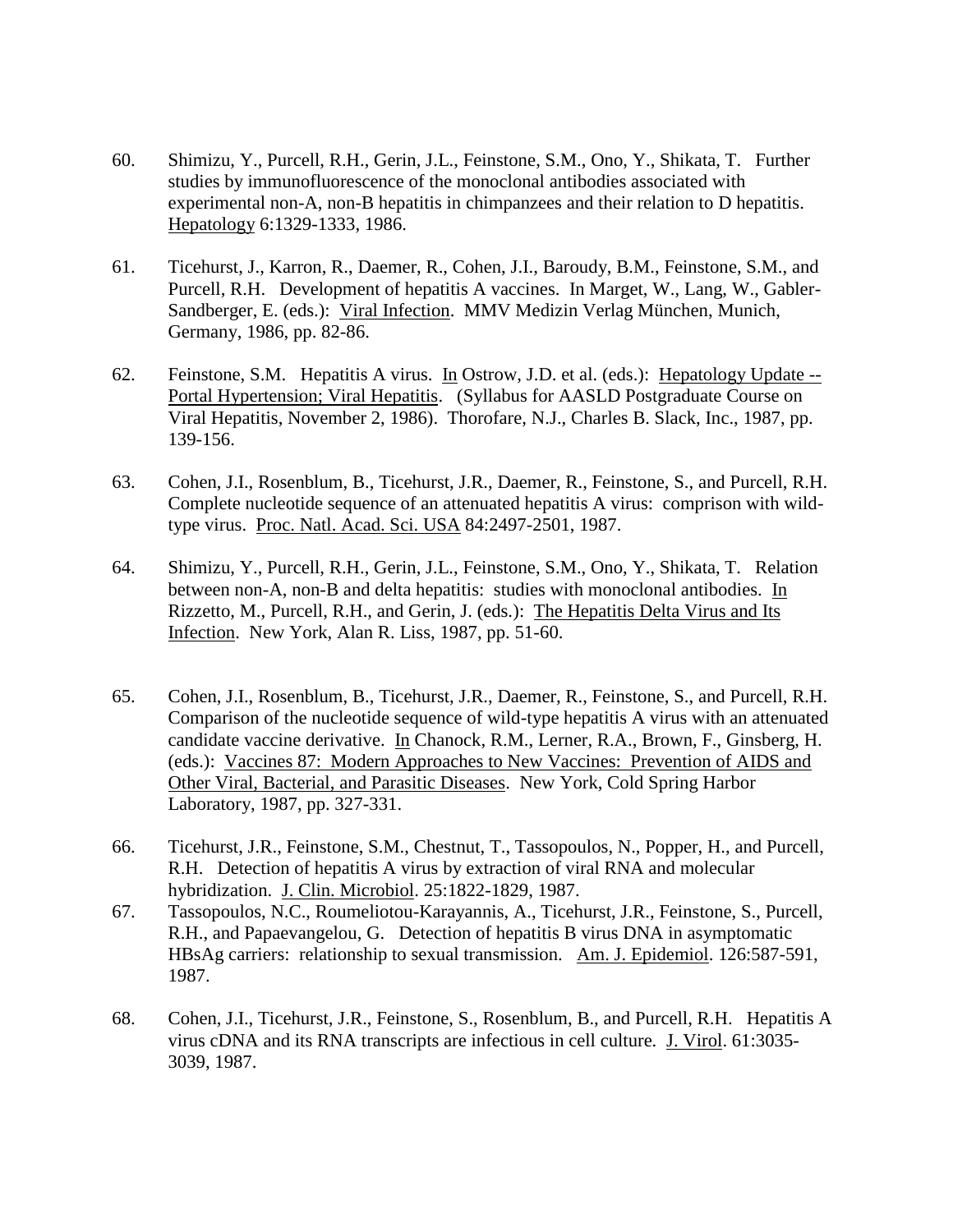60. Shimizu, Y., Purcell, R.H., Gerin, J.L., Feinstone, S.M., Ono, Y., Shikata, T. Further studies by immunofluorescence of the monoclonal antibodies associated with experimental non-A, non-B hepatitis in chimpanzees and their relation to D hepatitis. Hepatology 6:1329-1333, 1986.

61. Ticehurst, J., Karron, R., Daemer, R., Cohen, J.I., Baroudy, B.M., Feinstone, S.M., and Purcell, R.H. Development of hepatitis A vaccines. In Marget, W., Lang, W., Gabler-Sandberger, E. (eds.): Viral Infection. MMV Medizin Verlag München, Munich, Germany, 1986, pp. 82-86.

62. Feinstone, S.M. Hepatitis A virus. In Ostrow, J.D. et al. (eds.): Hepatology Update -- Portal Hypertension; Viral Hepatitis. (Syllabus for AASLD Postgraduate Course on Viral Hepatitis, November 2, 1986). Thorofare, N.J., Charles B. Slack, Inc., 1987, pp. 139-156.

63. Cohen, J.I., Rosenblum, B., Ticehurst, J.R., Daemer, R., Feinstone, S., and Purcell, R.H. Complete nucleotide sequence of an attenuated hepatitis A virus: comprison with wild-type virus. Proc. Natl. Acad. Sci. USA 84:2497-2501, 1987.

64. Shimizu, Y., Purcell, R.H., Gerin, J.L., Feinstone, S.M., Ono, Y., Shikata, T. Relation between non-A, non-B and delta hepatitis: studies with monoclonal antibodies. In Rizzetto, M., Purcell, R.H., and Gerin, J. (eds.): The Hepatitis Delta Virus and Its Infection. New York, Alan R. Liss, 1987, pp. 51-60.

65. Cohen, J.I., Rosenblum, B., Ticehurst, J.R., Daemer, R., Feinstone, S., and Purcell, R.H. Comparison of the nucleotide sequence of wild-type hepatitis A virus with an attenuated candidate vaccine derivative. In Chanock, R.M., Lerner, R.A., Brown, F., Ginsberg, H. (eds.): Vaccines 87: Modern Approaches to New Vaccines: Prevention of AIDS and Other Viral, Bacterial, and Parasitic Diseases. New York, Cold Spring Harbor Laboratory, 1987, pp. 327-331.

66. Ticehurst, J.R., Feinstone, S.M., Chestnut, T., Tassopoulos, N., Popper, H., and Purcell, R.H. Detection of hepatitis A virus by extraction of viral RNA and molecular hybridization. J. Clin. Microbiol. 25:1822-1829, 1987.

67. Tassopoulos, N.C., Roumeliotou-Karayannis, A., Ticehurst, J.R., Feinstone, S., Purcell, R.H., and Papaevangelou, G. Detection of hepatitis B virus DNA in asymptomatic HBsAg carriers: relationship to sexual transmission. Am. J. Epidemiol. 126:587-591, 1987.

68. Cohen, J.I., Ticehurst, J.R., Feinstone, S., Rosenblum, B., and Purcell, R.H. Hepatitis A virus cDNA and its RNA transcripts are infectious in cell culture. J. Virol. 61:3035-3039, 1987.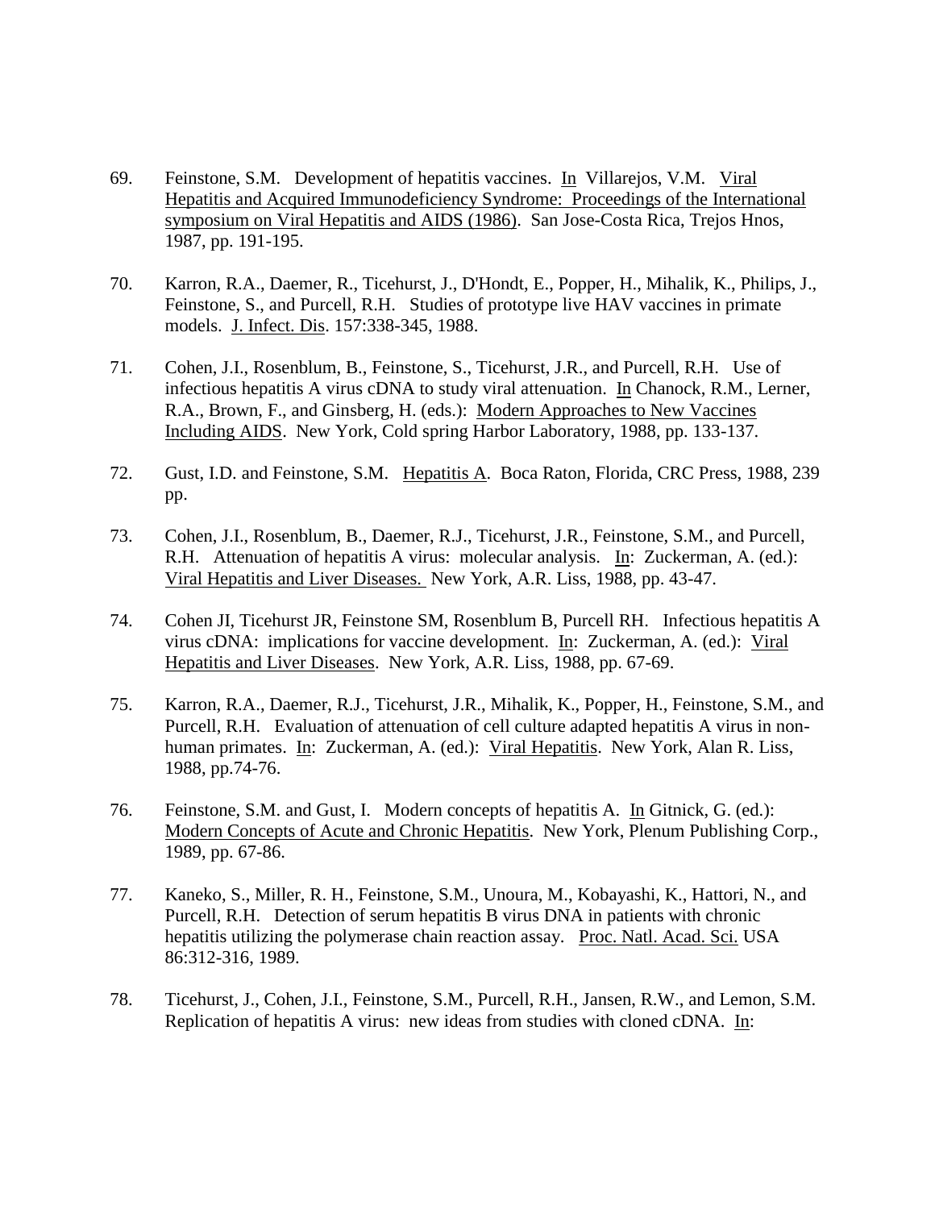69. Feinstone, S.M. Development of hepatitis vaccines. In Villarejos, V.M. Viral Hepatitis and Acquired Immunodeficiency Syndrome: Proceedings of the International symposium on Viral Hepatitis and AIDS (1986). San Jose-Costa Rica, Trejos Hnos, 1987, pp. 191-195.

70. Karron, R.A., Daemer, R., Ticehurst, J., D'Hondt, E., Popper, H., Mihalik, K., Philips, J., Feinstone, S., and Purcell, R.H. Studies of prototype live HAV vaccines in primate models. J. Infect. Dis. 157:338-345, 1988.

71. Cohen, J.I., Rosenblum, B., Feinstone, S., Ticehurst, J.R., and Purcell, R.H. Use of infectious hepatitis A virus cDNA to study viral attenuation. In Chanock, R.M., Lerner, R.A., Brown, F., and Ginsberg, H. (eds.): Modern Approaches to New Vaccines Including AIDS. New York, Cold spring Harbor Laboratory, 1988, pp. 133-137.

72. Gust, I.D. and Feinstone, S.M. Hepatitis A. Boca Raton, Florida, CRC Press, 1988, 239 pp.

73. Cohen, J.I., Rosenblum, B., Daemer, R.J., Ticehurst, J.R., Feinstone, S.M., and Purcell, R.H. Attenuation of hepatitis A virus: molecular analysis. In: Zuckerman, A. (ed.): Viral Hepatitis and Liver Diseases. New York, A.R. Liss, 1988, pp. 43-47.

74. Cohen JI, Ticehurst JR, Feinstone SM, Rosenblum B, Purcell RH. Infectious hepatitis A virus cDNA: implications for vaccine development. In: Zuckerman, A. (ed.): Viral Hepatitis and Liver Diseases. New York, A.R. Liss, 1988, pp. 67-69.

75. Karron, R.A., Daemer, R.J., Ticehurst, J.R., Mihalik, K., Popper, H., Feinstone, S.M., and Purcell, R.H. Evaluation of attenuation of cell culture adapted hepatitis A virus in non-human primates. In: Zuckerman, A. (ed.): Viral Hepatitis. New York, Alan R. Liss, 1988, pp.74-76.

76. Feinstone, S.M. and Gust, I. Modern concepts of hepatitis A. In Gitnick, G. (ed.): Modern Concepts of Acute and Chronic Hepatitis. New York, Plenum Publishing Corp., 1989, pp. 67-86.

77. Kaneko, S., Miller, R. H., Feinstone, S.M., Unoura, M., Kobayashi, K., Hattori, N., and Purcell, R.H. Detection of serum hepatitis B virus DNA in patients with chronic hepatitis utilizing the polymerase chain reaction assay. Proc. Natl. Acad. Sci. USA 86:312-316, 1989.

78. Ticehurst, J., Cohen, J.I., Feinstone, S.M., Purcell, R.H., Jansen, R.W., and Lemon, S.M. Replication of hepatitis A virus: new ideas from studies with cloned cDNA. In: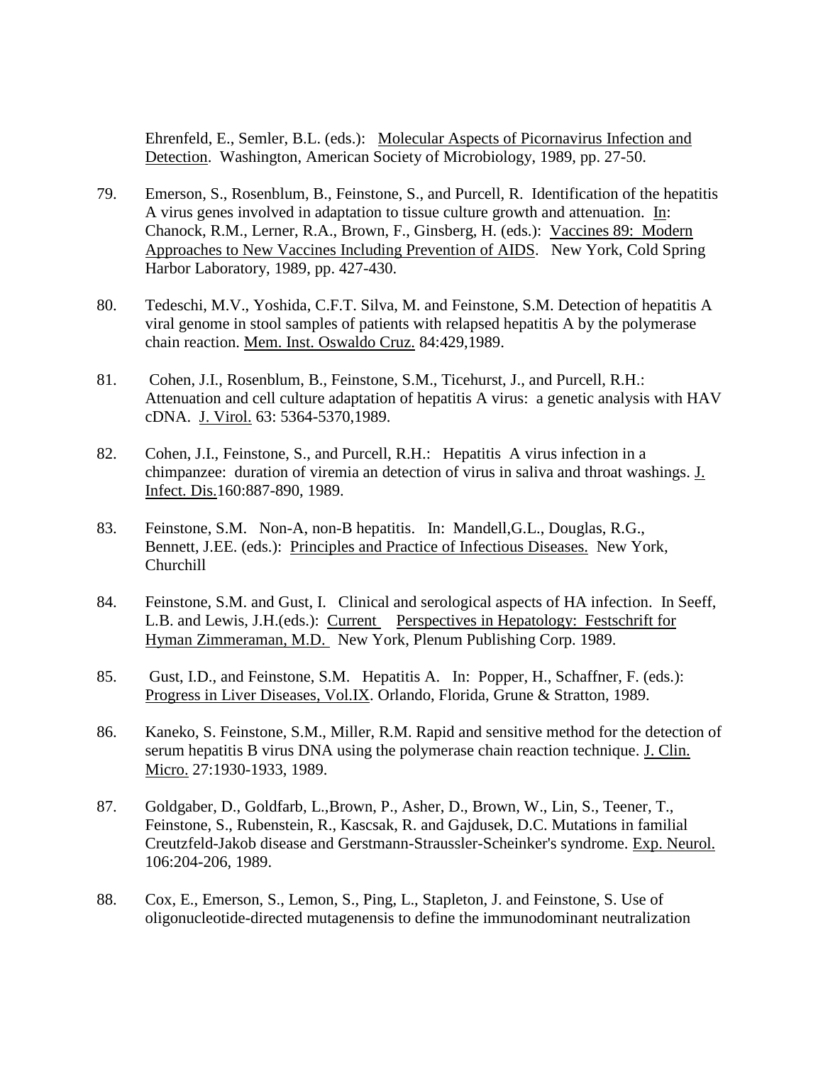Ehrenfeld, E., Semler, B.L. (eds.): Molecular Aspects of Picornavirus Infection and Detection. Washington, American Society of Microbiology, 1989, pp. 27-50.

79. Emerson, S., Rosenblum, B., Feinstone, S., and Purcell, R. Identification of the hepatitis A virus genes involved in adaptation to tissue culture growth and attenuation. In: Chanock, R.M., Lerner, R.A., Brown, F., Ginsberg, H. (eds.): Vaccines 89: Modern Approaches to New Vaccines Including Prevention of AIDS. New York, Cold Spring Harbor Laboratory, 1989, pp. 427-430.

80. Tedeschi, M.V., Yoshida, C.F.T. Silva, M. and Feinstone, S.M. Detection of hepatitis A viral genome in stool samples of patients with relapsed hepatitis A by the polymerase chain reaction. Mem. Inst. Oswaldo Cruz. 84:429,1989.

81. Cohen, J.I., Rosenblum, B., Feinstone, S.M., Ticehurst, J., and Purcell, R.H.: Attenuation and cell culture adaptation of hepatitis A virus: a genetic analysis with HAV cDNA. J. Virol. 63: 5364-5370,1989.

82. Cohen, J.I., Feinstone, S., and Purcell, R.H.: Hepatitis A virus infection in a chimpanzee: duration of viremia an detection of virus in saliva and throat washings. J. Infect. Dis.160:887-890, 1989.

83. Feinstone, S.M. Non-A, non-B hepatitis. In: Mandell,G.L., Douglas, R.G., Bennett, J.EE. (eds.): Principles and Practice of Infectious Diseases. New York, Churchill

84. Feinstone, S.M. and Gust, I. Clinical and serological aspects of HA infection. In Seeff, L.B. and Lewis, J.H.(eds.): Current Perspectives in Hepatology: Festschrift for Hyman Zimmeraman, M.D. New York, Plenum Publishing Corp. 1989.

85. Gust, I.D., and Feinstone, S.M. Hepatitis A. In: Popper, H., Schaffner, F. (eds.): Progress in Liver Diseases, Vol.IX. Orlando, Florida, Grune & Stratton, 1989.

86. Kaneko, S. Feinstone, S.M., Miller, R.M. Rapid and sensitive method for the detection of serum hepatitis B virus DNA using the polymerase chain reaction technique. J. Clin. Micro. 27:1930-1933, 1989.

87. Goldgaber, D., Goldfarb, L.,Brown, P., Asher, D., Brown, W., Lin, S., Teener, T., Feinstone, S., Rubenstein, R., Kascsak, R. and Gajdusek, D.C. Mutations in familial Creutzfeld-Jakob disease and Gerstmann-Straussler-Scheinker's syndrome. Exp. Neurol. 106:204-206, 1989.

88. Cox, E., Emerson, S., Lemon, S., Ping, L., Stapleton, J. and Feinstone, S. Use of oligonucleotide-directed mutagenensis to define the immunodominant neutralization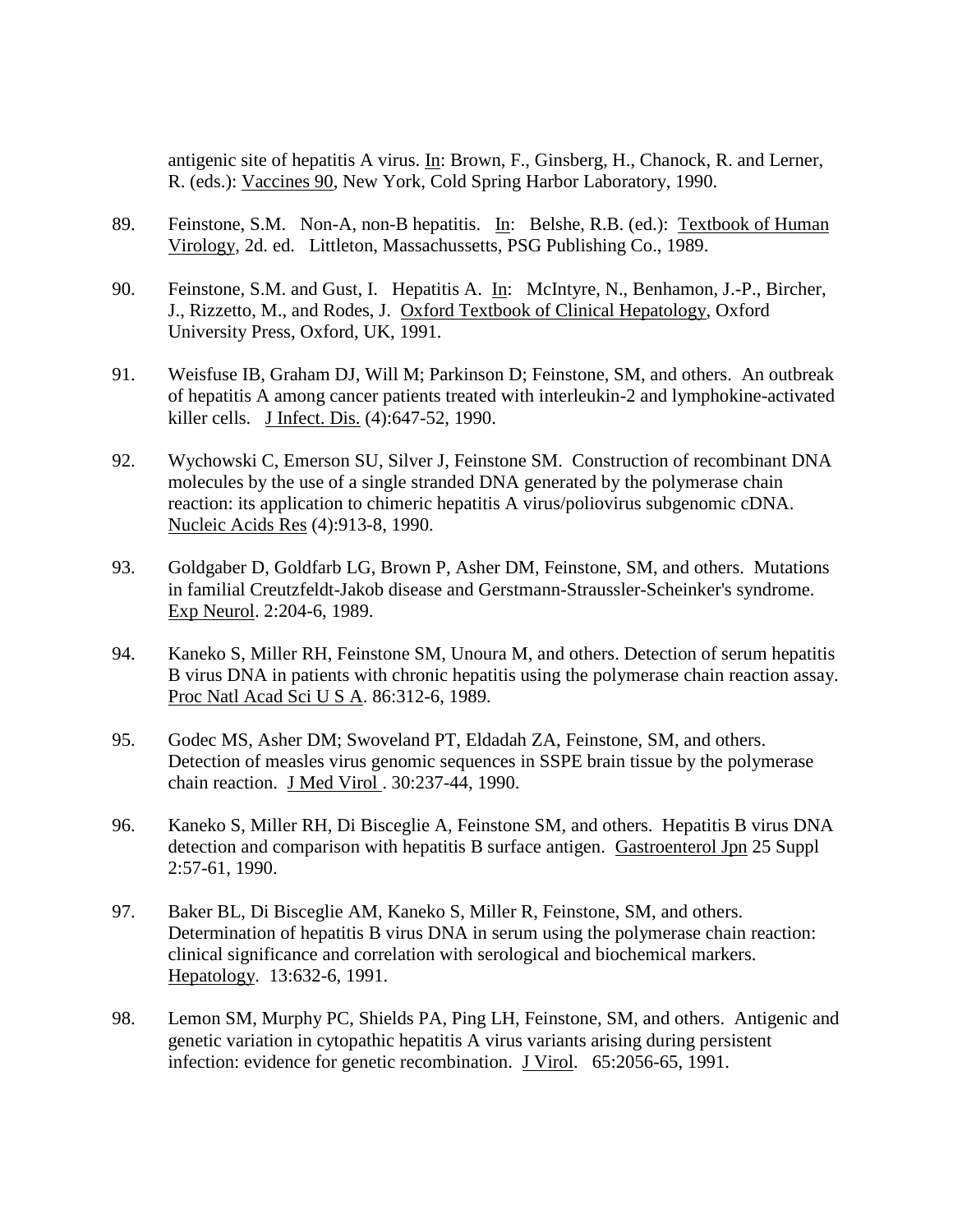antigenic site of hepatitis A virus. In: Brown, F., Ginsberg, H., Chanock, R. and Lerner, R. (eds.): Vaccines 90, New York, Cold Spring Harbor Laboratory, 1990.

89. Feinstone, S.M. Non-A, non-B hepatitis. In: Belshe, R.B. (ed.): Textbook of Human Virology, 2d. ed. Littleton, Massachussetts, PSG Publishing Co., 1989.

90. Feinstone, S.M. and Gust, I. Hepatitis A. In: McIntyre, N., Benhamon, J.-P., Bircher, J., Rizzetto, M., and Rodes, J. Oxford Textbook of Clinical Hepatology, Oxford University Press, Oxford, UK, 1991.

91. Weisfuse IB, Graham DJ, Will M; Parkinson D; Feinstone, SM, and others. An outbreak of hepatitis A among cancer patients treated with interleukin-2 and lymphokine-activated killer cells. J Infect. Dis. (4):647-52, 1990.

92. Wychowski C, Emerson SU, Silver J, Feinstone SM. Construction of recombinant DNA molecules by the use of a single stranded DNA generated by the polymerase chain reaction: its application to chimeric hepatitis A virus/poliovirus subgenomic cDNA. Nucleic Acids Res (4):913-8, 1990.

93. Goldgaber D, Goldfarb LG, Brown P, Asher DM, Feinstone, SM, and others. Mutations in familial Creutzfeldt-Jakob disease and Gerstmann-Straussler-Scheinker's syndrome. Exp Neurol. 2:204-6, 1989.

94. Kaneko S, Miller RH, Feinstone SM, Unoura M, and others. Detection of serum hepatitis B virus DNA in patients with chronic hepatitis using the polymerase chain reaction assay. Proc Natl Acad Sci U S A. 86:312-6, 1989.

95. Godec MS, Asher DM; Swoveland PT, Eldadah ZA, Feinstone, SM, and others. Detection of measles virus genomic sequences in SSPE brain tissue by the polymerase chain reaction. J Med Virol . 30:237-44, 1990.

96. Kaneko S, Miller RH, Di Bisceglie A, Feinstone SM, and others. Hepatitis B virus DNA detection and comparison with hepatitis B surface antigen. Gastroenterol Jpn 25 Suppl 2:57-61, 1990.

97. Baker BL, Di Bisceglie AM, Kaneko S, Miller R, Feinstone, SM, and others. Determination of hepatitis B virus DNA in serum using the polymerase chain reaction: clinical significance and correlation with serological and biochemical markers. Hepatology. 13:632-6, 1991.

98. Lemon SM, Murphy PC, Shields PA, Ping LH, Feinstone, SM, and others. Antigenic and genetic variation in cytopathic hepatitis A virus variants arising during persistent infection: evidence for genetic recombination. J Virol. 65:2056-65, 1991.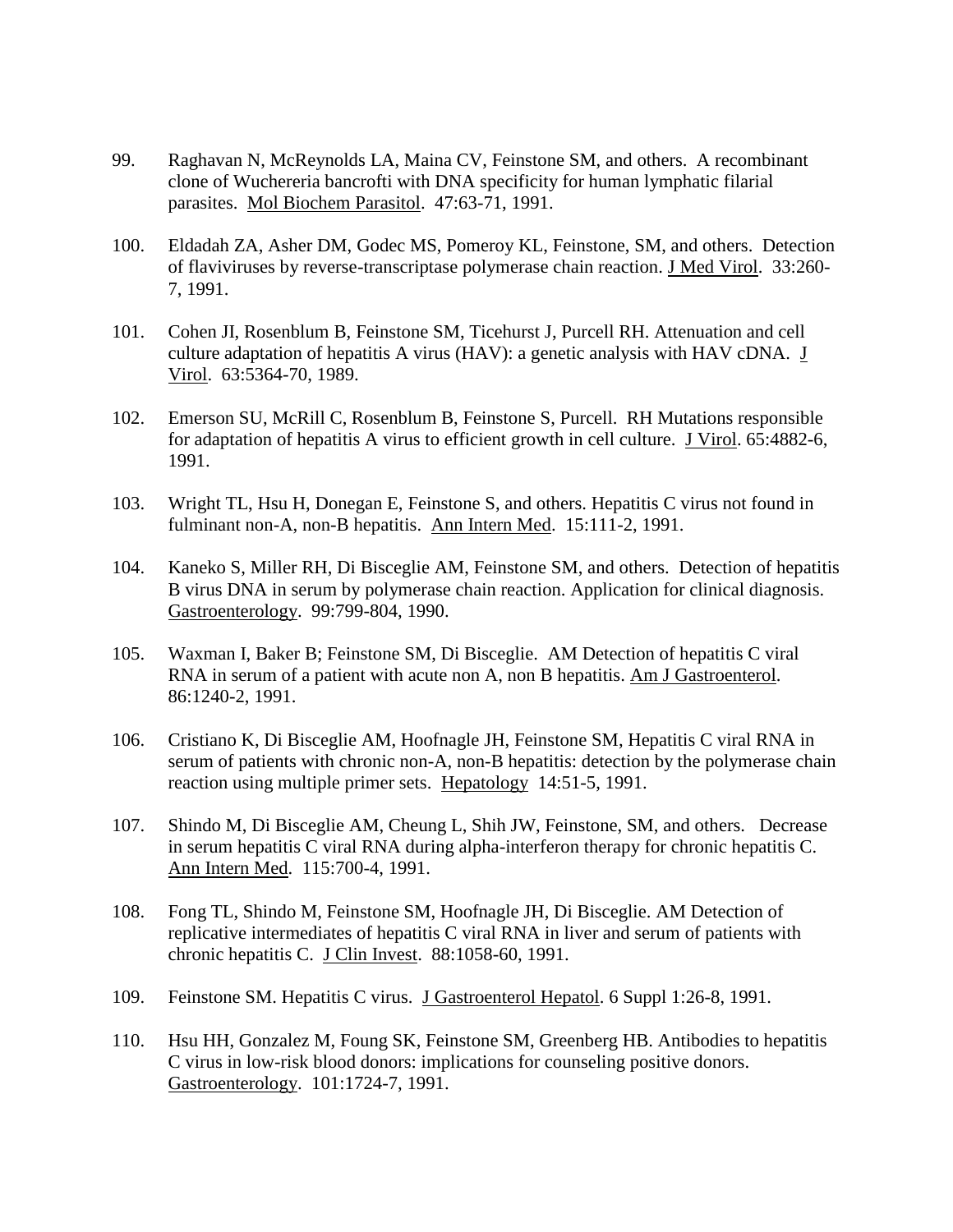99. Raghavan N, McReynolds LA, Maina CV, Feinstone SM, and others. A recombinant clone of Wuchereria bancrofti with DNA specificity for human lymphatic filarial parasites. Mol Biochem Parasitol. 47:63-71, 1991.

100. Eldadah ZA, Asher DM, Godec MS, Pomeroy KL, Feinstone, SM, and others. Detection of flaviviruses by reverse-transcriptase polymerase chain reaction. J Med Virol. 33:260-7, 1991.

101. Cohen JI, Rosenblum B, Feinstone SM, Ticehurst J, Purcell RH. Attenuation and cell culture adaptation of hepatitis A virus (HAV): a genetic analysis with HAV cDNA. J Virol. 63:5364-70, 1989.

102. Emerson SU, McRill C, Rosenblum B, Feinstone S, Purcell. RH Mutations responsible for adaptation of hepatitis A virus to efficient growth in cell culture. J Virol. 65:4882-6, 1991.

103. Wright TL, Hsu H, Donegan E, Feinstone S, and others. Hepatitis C virus not found in fulminant non-A, non-B hepatitis. Ann Intern Med. 15:111-2, 1991.

104. Kaneko S, Miller RH, Di Bisceglie AM, Feinstone SM, and others. Detection of hepatitis B virus DNA in serum by polymerase chain reaction. Application for clinical diagnosis. Gastroenterology. 99:799-804, 1990.

105. Waxman I, Baker B; Feinstone SM, Di Bisceglie. AM Detection of hepatitis C viral RNA in serum of a patient with acute non A, non B hepatitis. Am J Gastroenterol. 86:1240-2, 1991.

106. Cristiano K, Di Bisceglie AM, Hoofnagle JH, Feinstone SM, Hepatitis C viral RNA in serum of patients with chronic non-A, non-B hepatitis: detection by the polymerase chain reaction using multiple primer sets. Hepatology 14:51-5, 1991.

107. Shindo M, Di Bisceglie AM, Cheung L, Shih JW, Feinstone, SM, and others. Decrease in serum hepatitis C viral RNA during alpha-interferon therapy for chronic hepatitis C. Ann Intern Med. 115:700-4, 1991.

108. Fong TL, Shindo M, Feinstone SM, Hoofnagle JH, Di Bisceglie. AM Detection of replicative intermediates of hepatitis C viral RNA in liver and serum of patients with chronic hepatitis C. J Clin Invest. 88:1058-60, 1991.

109. Feinstone SM. Hepatitis C virus. J Gastroenterol Hepatol. 6 Suppl 1:26-8, 1991.

110. Hsu HH, Gonzalez M, Foung SK, Feinstone SM, Greenberg HB. Antibodies to hepatitis C virus in low-risk blood donors: implications for counseling positive donors. Gastroenterology. 101:1724-7, 1991.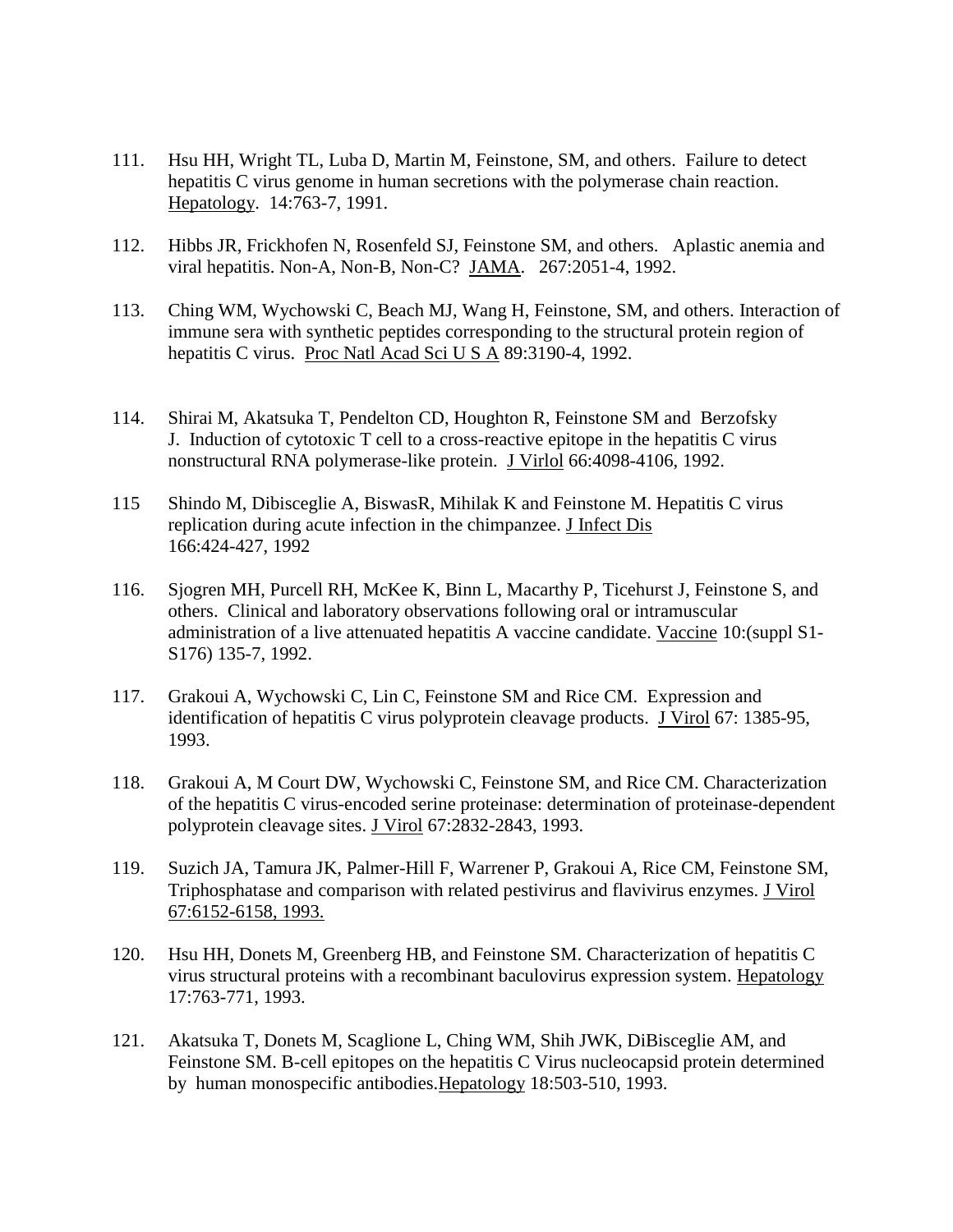111. Hsu HH, Wright TL, Luba D, Martin M, Feinstone, SM, and others. Failure to detect hepatitis C virus genome in human secretions with the polymerase chain reaction. Hepatology. 14:763-7, 1991.

112. Hibbs JR, Frickhofen N, Rosenfeld SJ, Feinstone SM, and others. Aplastic anemia and viral hepatitis. Non-A, Non-B, Non-C? JAMA. 267:2051-4, 1992.

113. Ching WM, Wychowski C, Beach MJ, Wang H, Feinstone, SM, and others. Interaction of immune sera with synthetic peptides corresponding to the structural protein region of hepatitis C virus. Proc Natl Acad Sci U S A 89:3190-4, 1992.

114. Shirai M, Akatsuka T, Pendelton CD, Houghton R, Feinstone SM and Berzofsky J. Induction of cytotoxic T cell to a cross-reactive epitope in the hepatitis C virus nonstructural RNA polymerase-like protein. J Virlol 66:4098-4106, 1992.

115 Shindo M, Dibisceglie A, BiswasR, Mihilak K and Feinstone M. Hepatitis C virus replication during acute infection in the chimpanzee. J Infect Dis 166:424-427, 1992

116. Sjogren MH, Purcell RH, McKee K, Binn L, Macarthy P, Ticehurst J, Feinstone S, and others. Clinical and laboratory observations following oral or intramuscular administration of a live attenuated hepatitis A vaccine candidate. Vaccine 10:(suppl S1-S176) 135-7, 1992.

117. Grakoui A, Wychowski C, Lin C, Feinstone SM and Rice CM. Expression and identification of hepatitis C virus polyprotein cleavage products. J Virol 67: 1385-95, 1993.

118. Grakoui A, M Court DW, Wychowski C, Feinstone SM, and Rice CM. Characterization of the hepatitis C virus-encoded serine proteinase: determination of proteinase-dependent polyprotein cleavage sites. J Virol 67:2832-2843, 1993.

119. Suzich JA, Tamura JK, Palmer-Hill F, Warrener P, Grakoui A, Rice CM, Feinstone SM, Triphosphatase and comparison with related pestivirus and flavivirus enzymes. J Virol 67:6152-6158, 1993.

120. Hsu HH, Donets M, Greenberg HB, and Feinstone SM. Characterization of hepatitis C virus structural proteins with a recombinant baculovirus expression system. Hepatology 17:763-771, 1993.

121. Akatsuka T, Donets M, Scaglione L, Ching WM, Shih JWK, DiBisceglie AM, and Feinstone SM. B-cell epitopes on the hepatitis C Virus nucleocapsid protein determined by human monospecific antibodies.Hepatology 18:503-510, 1993.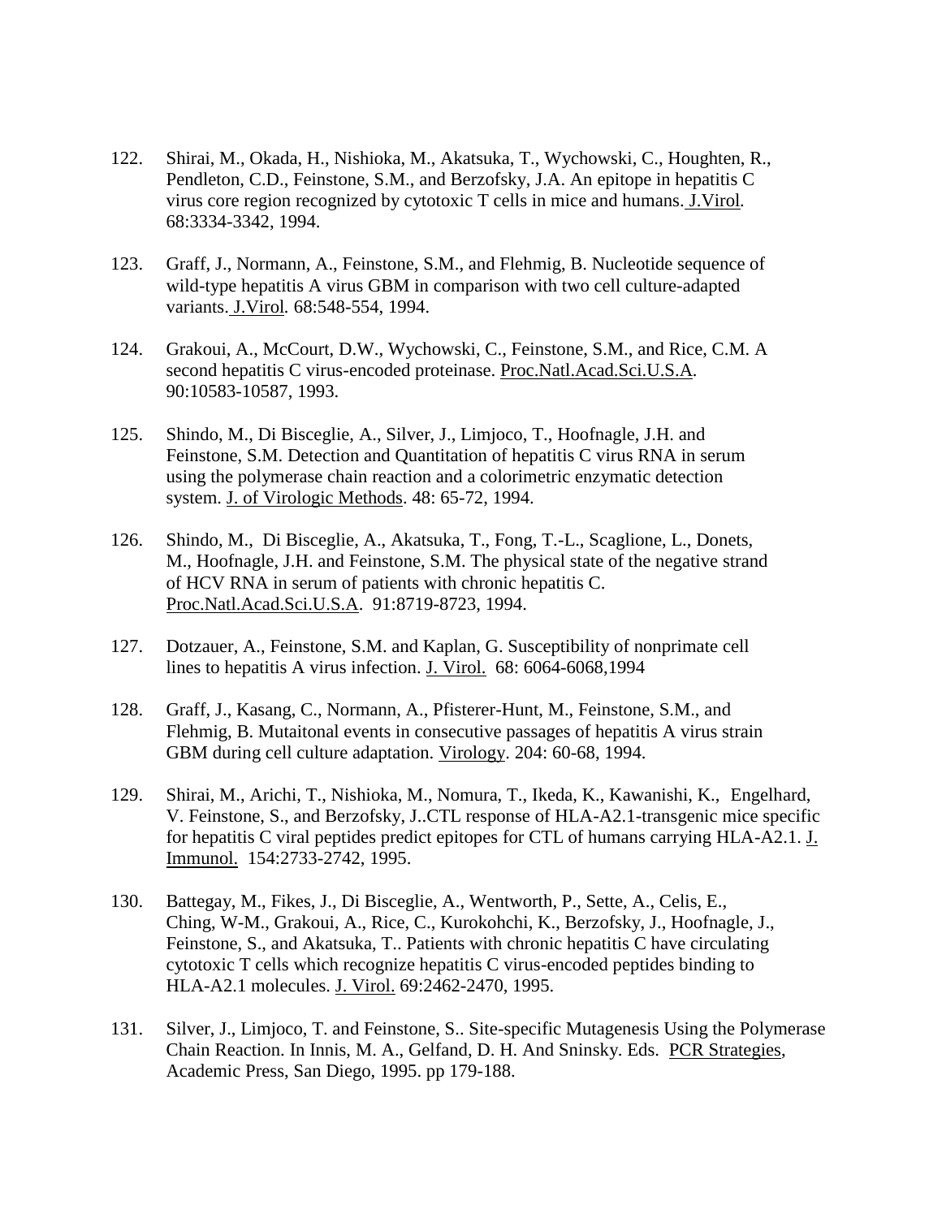122. Shirai, M., Okada, H., Nishioka, M., Akatsuka, T., Wychowski, C., Houghten, R., Pendleton, C.D., Feinstone, S.M., and Berzofsky, J.A. An epitope in hepatitis C virus core region recognized by cytotoxic T cells in mice and humans. J.Virol. 68:3334-3342, 1994.

123. Graff, J., Normann, A., Feinstone, S.M., and Flehmig, B. Nucleotide sequence of wild-type hepatitis A virus GBM in comparison with two cell culture-adapted variants. J.Virol. 68:548-554, 1994.

124. Grakoui, A., McCourt, D.W., Wychowski, C., Feinstone, S.M., and Rice, C.M. A second hepatitis C virus-encoded proteinase. Proc.Natl.Acad.Sci.U.S.A. 90:10583-10587, 1993.

125. Shindo, M., Di Bisceglie, A., Silver, J., Limjoco, T., Hoofnagle, J.H. and Feinstone, S.M. Detection and Quantitation of hepatitis C virus RNA in serum using the polymerase chain reaction and a colorimetric enzymatic detection system. J. of Virologic Methods. 48: 65-72, 1994.

126. Shindo, M., Di Bisceglie, A., Akatsuka, T., Fong, T.-L., Scaglione, L., Donets, M., Hoofnagle, J.H. and Feinstone, S.M. The physical state of the negative strand of HCV RNA in serum of patients with chronic hepatitis C. Proc.Natl.Acad.Sci.U.S.A. 91:8719-8723, 1994.

127. Dotzauer, A., Feinstone, S.M. and Kaplan, G. Susceptibility of nonprimate cell lines to hepatitis A virus infection. J. Virol. 68: 6064-6068,1994

128. Graff, J., Kasang, C., Normann, A., Pfisterer-Hunt, M., Feinstone, S.M., and Flehmig, B. Mutaitonal events in consecutive passages of hepatitis A virus strain GBM during cell culture adaptation. Virology. 204: 60-68, 1994.

129. Shirai, M., Arichi, T., Nishioka, M., Nomura, T., Ikeda, K., Kawanishi, K., Engelhard, V. Feinstone, S., and Berzofsky, J..CTL response of HLA-A2.1-transgenic mice specific for hepatitis C viral peptides predict epitopes for CTL of humans carrying HLA-A2.1. J. Immunol. 154:2733-2742, 1995.

130. Battegay, M., Fikes, J., Di Bisceglie, A., Wentworth, P., Sette, A., Celis, E., Ching, W-M., Grakoui, A., Rice, C., Kurokohchi, K., Berzofsky, J., Hoofnagle, J., Feinstone, S., and Akatsuka, T.. Patients with chronic hepatitis C have circulating cytotoxic T cells which recognize hepatitis C virus-encoded peptides binding to HLA-A2.1 molecules. J. Virol. 69:2462-2470, 1995.

131. Silver, J., Limjoco, T. and Feinstone, S.. Site-specific Mutagenesis Using the Polymerase Chain Reaction. In Innis, M. A., Gelfand, D. H. And Sninsky. Eds. PCR Strategies, Academic Press, San Diego, 1995. pp 179-188.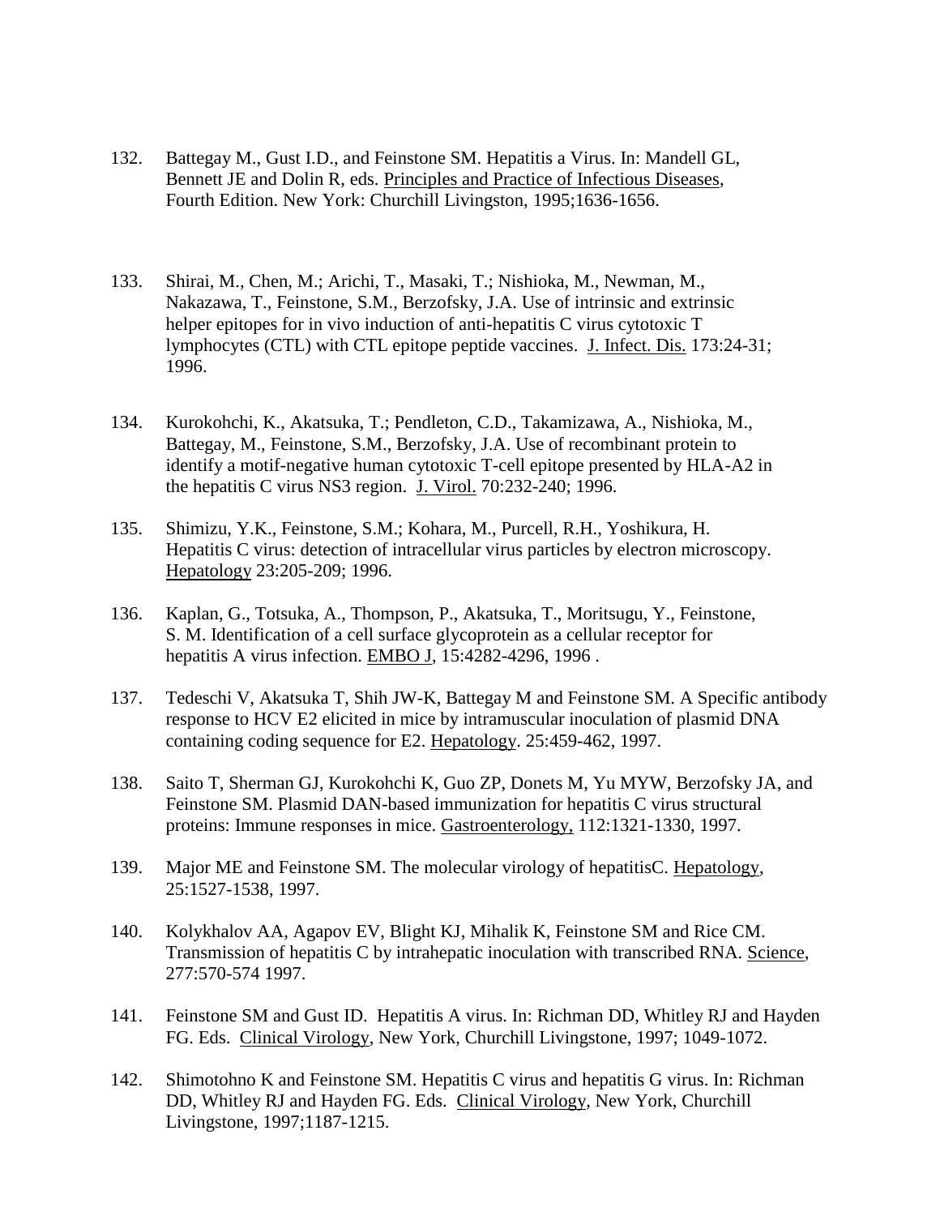132. Battegay M., Gust I.D., and Feinstone SM. Hepatitis a Virus. In: Mandell GL, Bennett JE and Dolin R, eds. Principles and Practice of Infectious Diseases, Fourth Edition. New York: Churchill Livingston, 1995;1636-1656.

133. Shirai, M., Chen, M.; Arichi, T., Masaki, T.; Nishioka, M., Newman, M., Nakazawa, T., Feinstone, S.M., Berzofsky, J.A. Use of intrinsic and extrinsic helper epitopes for in vivo induction of anti-hepatitis C virus cytotoxic T lymphocytes (CTL) with CTL epitope peptide vaccines. J. Infect. Dis. 173:24-31; 1996.

134. Kurokohchi, K., Akatsuka, T.; Pendleton, C.D., Takamizawa, A., Nishioka, M., Battegay, M., Feinstone, S.M., Berzofsky, J.A. Use of recombinant protein to identify a motif-negative human cytotoxic T-cell epitope presented by HLA-A2 in the hepatitis C virus NS3 region. J. Virol. 70:232-240; 1996.

135. Shimizu, Y.K., Feinstone, S.M.; Kohara, M., Purcell, R.H., Yoshikura, H. Hepatitis C virus: detection of intracellular virus particles by electron microscopy. Hepatology 23:205-209; 1996.

136. Kaplan, G., Totsuka, A., Thompson, P., Akatsuka, T., Moritsugu, Y., Feinstone, S. M. Identification of a cell surface glycoprotein as a cellular receptor for hepatitis A virus infection. EMBO J, 15:4282-4296, 1996 .

137. Tedeschi V, Akatsuka T, Shih JW-K, Battegay M and Feinstone SM. A Specific antibody response to HCV E2 elicited in mice by intramuscular inoculation of plasmid DNA containing coding sequence for E2. Hepatology. 25:459-462, 1997.

138. Saito T, Sherman GJ, Kurokohchi K, Guo ZP, Donets M, Yu MYW, Berzofsky JA, and Feinstone SM. Plasmid DAN-based immunization for hepatitis C virus structural proteins: Immune responses in mice. Gastroenterology, 112:1321-1330, 1997.

139. Major ME and Feinstone SM. The molecular virology of hepatitisC. Hepatology, 25:1527-1538, 1997.

140. Kolykhalov AA, Agapov EV, Blight KJ, Mihalik K, Feinstone SM and Rice CM. Transmission of hepatitis C by intrahepatic inoculation with transcribed RNA. Science, 277:570-574 1997.

141. Feinstone SM and Gust ID. Hepatitis A virus. In: Richman DD, Whitley RJ and Hayden FG. Eds. Clinical Virology, New York, Churchill Livingstone, 1997; 1049-1072.

142. Shimotohno K and Feinstone SM. Hepatitis C virus and hepatitis G virus. In: Richman DD, Whitley RJ and Hayden FG. Eds. Clinical Virology, New York, Churchill Livingstone, 1997;1187-1215.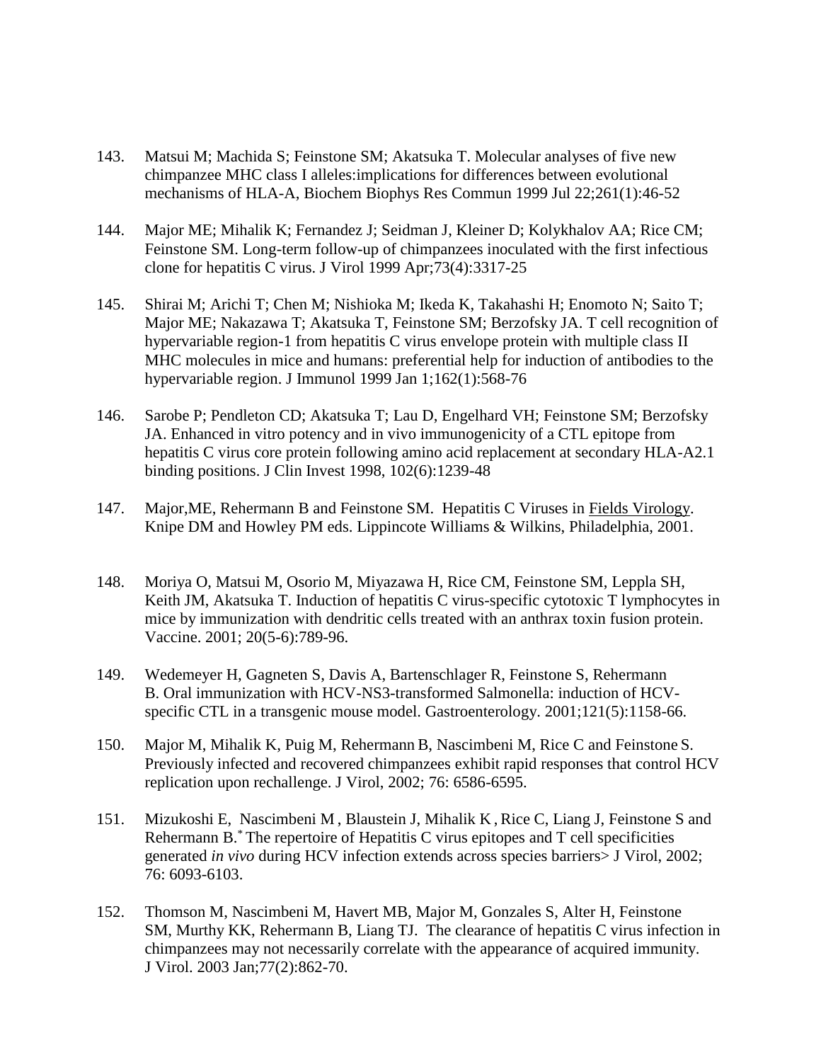143. Matsui M; Machida S; Feinstone SM; Akatsuka T. Molecular analyses of five new chimpanzee MHC class I alleles:implications for differences between evolutional mechanisms of HLA-A, Biochem Biophys Res Commun 1999 Jul 22;261(1):46-52

144. Major ME; Mihalik K; Fernandez J; Seidman J, Kleiner D; Kolykhalov AA; Rice CM; Feinstone SM. Long-term follow-up of chimpanzees inoculated with the first infectious clone for hepatitis C virus. J Virol 1999 Apr;73(4):3317-25

145. Shirai M; Arichi T; Chen M; Nishioka M; Ikeda K, Takahashi H; Enomoto N; Saito T; Major ME; Nakazawa T; Akatsuka T, Feinstone SM; Berzofsky JA. T cell recognition of hypervariable region-1 from hepatitis C virus envelope protein with multiple class II MHC molecules in mice and humans: preferential help for induction of antibodies to the hypervariable region. J Immunol 1999 Jan 1;162(1):568-76

146. Sarobe P; Pendleton CD; Akatsuka T; Lau D, Engelhard VH; Feinstone SM; Berzofsky JA. Enhanced in vitro potency and in vivo immunogenicity of a CTL epitope from hepatitis C virus core protein following amino acid replacement at secondary HLA-A2.1 binding positions. J Clin Invest 1998, 102(6):1239-48

147. Major,ME, Rehermann B and Feinstone SM. Hepatitis C Viruses in Fields Virology. Knipe DM and Howley PM eds. Lippincote Williams & Wilkins, Philadelphia, 2001.

148. Moriya O, Matsui M, Osorio M, Miyazawa H, Rice CM, Feinstone SM, Leppla SH, Keith JM, Akatsuka T. Induction of hepatitis C virus-specific cytotoxic T lymphocytes in mice by immunization with dendritic cells treated with an anthrax toxin fusion protein. Vaccine. 2001; 20(5-6):789-96.

149. Wedemeyer H, Gagneten S, Davis A, Bartenschlager R, Feinstone S, Rehermann B. Oral immunization with HCV-NS3-transformed Salmonella: induction of HCV-specific CTL in a transgenic mouse model. Gastroenterology. 2001;121(5):1158-66.

150. Major M, Mihalik K, Puig M, Rehermann B, Nascimbeni M, Rice C and Feinstone S. Previously infected and recovered chimpanzees exhibit rapid responses that control HCV replication upon rechallenge. J Virol, 2002; 76: 6586-6595.

151. Mizukoshi E, Nascimbeni M , Blaustein J, Mihalik K , Rice C, Liang J, Feinstone S and Rehermann B.[*] The repertoire of Hepatitis C virus epitopes and T cell specificities generated *in vivo* during HCV infection extends across species barriers> J Virol, 2002; 76: 6093-6103.

152. Thomson M, Nascimbeni M, Havert MB, Major M, Gonzales S, Alter H, Feinstone SM, Murthy KK, Rehermann B, Liang TJ. The clearance of hepatitis C virus infection in chimpanzees may not necessarily correlate with the appearance of acquired immunity. J Virol. 2003 Jan;77(2):862-70.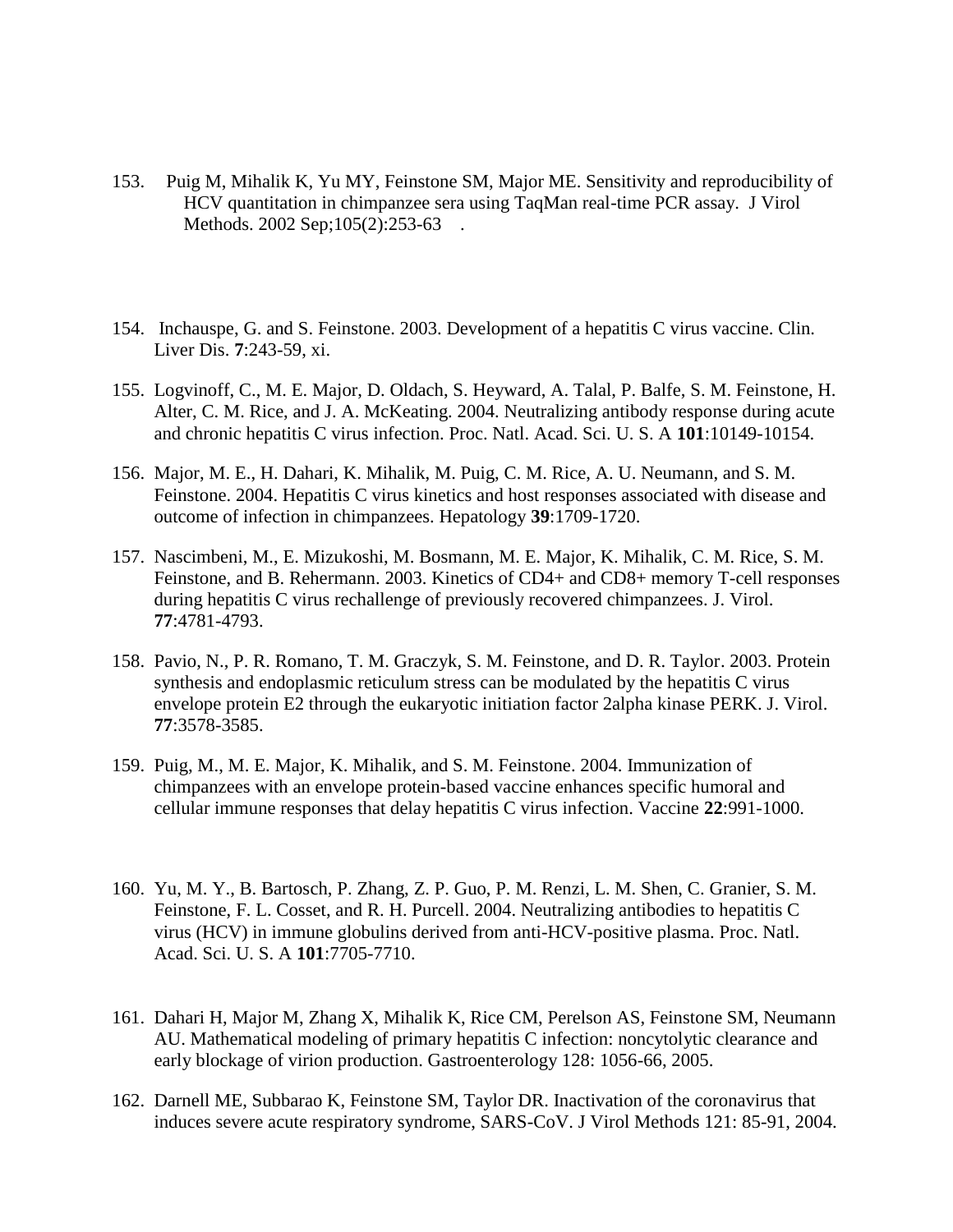153. Puig M, Mihalik K, Yu MY, Feinstone SM, Major ME. Sensitivity and reproducibility of HCV quantitation in chimpanzee sera using TaqMan real-time PCR assay. J Virol Methods. 2002 Sep;105(2):253-63 .

154. Inchauspe, G. and S. Feinstone. 2003. Development of a hepatitis C virus vaccine. Clin. Liver Dis. **7**:243-59, xi.

155. Logvinoff, C., M. E. Major, D. Oldach, S. Heyward, A. Talal, P. Balfe, S. M. Feinstone, H. Alter, C. M. Rice, and J. A. McKeating. 2004. Neutralizing antibody response during acute and chronic hepatitis C virus infection. Proc. Natl. Acad. Sci. U. S. A **101**:10149-10154.

156. Major, M. E., H. Dahari, K. Mihalik, M. Puig, C. M. Rice, A. U. Neumann, and S. M. Feinstone. 2004. Hepatitis C virus kinetics and host responses associated with disease and outcome of infection in chimpanzees. Hepatology **39**:1709-1720.

157. Nascimbeni, M., E. Mizukoshi, M. Bosmann, M. E. Major, K. Mihalik, C. M. Rice, S. M. Feinstone, and B. Rehermann. 2003. Kinetics of CD4+ and CD8+ memory T-cell responses during hepatitis C virus rechallenge of previously recovered chimpanzees. J. Virol. **77**:4781-4793.

158. Pavio, N., P. R. Romano, T. M. Graczyk, S. M. Feinstone, and D. R. Taylor. 2003. Protein synthesis and endoplasmic reticulum stress can be modulated by the hepatitis C virus envelope protein E2 through the eukaryotic initiation factor 2alpha kinase PERK. J. Virol. **77**:3578-3585.

159. Puig, M., M. E. Major, K. Mihalik, and S. M. Feinstone. 2004. Immunization of chimpanzees with an envelope protein-based vaccine enhances specific humoral and cellular immune responses that delay hepatitis C virus infection. Vaccine **22**:991-1000.

160. Yu, M. Y., B. Bartosch, P. Zhang, Z. P. Guo, P. M. Renzi, L. M. Shen, C. Granier, S. M. Feinstone, F. L. Cosset, and R. H. Purcell. 2004. Neutralizing antibodies to hepatitis C virus (HCV) in immune globulins derived from anti-HCV-positive plasma. Proc. Natl. Acad. Sci. U. S. A **101**:7705-7710.

161. Dahari H, Major M, Zhang X, Mihalik K, Rice CM, Perelson AS, Feinstone SM, Neumann AU. Mathematical modeling of primary hepatitis C infection: noncytolytic clearance and early blockage of virion production. Gastroenterology 128: 1056-66, 2005.

162. Darnell ME, Subbarao K, Feinstone SM, Taylor DR. Inactivation of the coronavirus that induces severe acute respiratory syndrome, SARS-CoV. J Virol Methods 121: 85-91, 2004.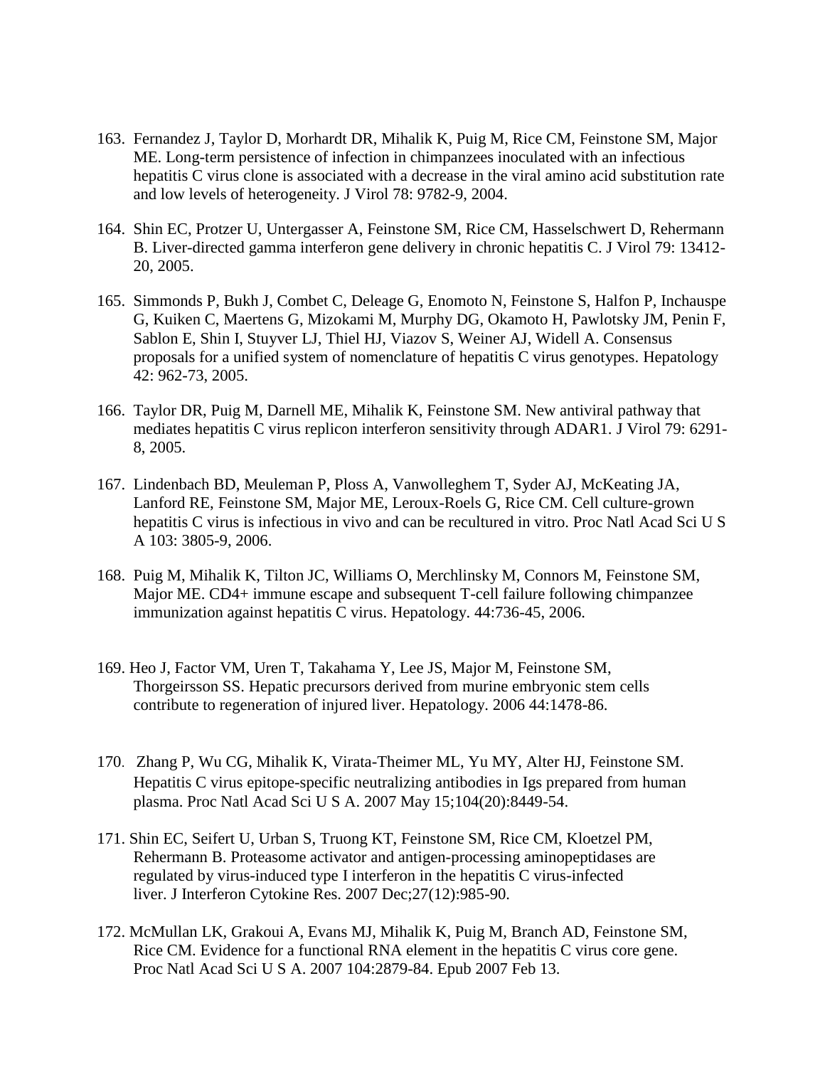163. Fernandez J, Taylor D, Morhardt DR, Mihalik K, Puig M, Rice CM, Feinstone SM, Major ME. Long-term persistence of infection in chimpanzees inoculated with an infectious hepatitis C virus clone is associated with a decrease in the viral amino acid substitution rate and low levels of heterogeneity. J Virol 78: 9782-9, 2004.

164. Shin EC, Protzer U, Untergasser A, Feinstone SM, Rice CM, Hasselschwert D, Rehermann B. Liver-directed gamma interferon gene delivery in chronic hepatitis C. J Virol 79: 13412-20, 2005.

165. Simmonds P, Bukh J, Combet C, Deleage G, Enomoto N, Feinstone S, Halfon P, Inchauspe G, Kuiken C, Maertens G, Mizokami M, Murphy DG, Okamoto H, Pawlotsky JM, Penin F, Sablon E, Shin I, Stuyver LJ, Thiel HJ, Viazov S, Weiner AJ, Widell A. Consensus proposals for a unified system of nomenclature of hepatitis C virus genotypes. Hepatology 42: 962-73, 2005.

166. Taylor DR, Puig M, Darnell ME, Mihalik K, Feinstone SM. New antiviral pathway that mediates hepatitis C virus replicon interferon sensitivity through ADAR1. J Virol 79: 6291-8, 2005.

167. Lindenbach BD, Meuleman P, Ploss A, Vanwolleghem T, Syder AJ, McKeating JA, Lanford RE, Feinstone SM, Major ME, Leroux-Roels G, Rice CM. Cell culture-grown hepatitis C virus is infectious in vivo and can be recultured in vitro. Proc Natl Acad Sci U S A 103: 3805-9, 2006.

168. Puig M, Mihalik K, Tilton JC, Williams O, Merchlinsky M, Connors M, Feinstone SM, Major ME. CD4+ immune escape and subsequent T-cell failure following chimpanzee immunization against hepatitis C virus. Hepatology. 44:736-45, 2006.

169. Heo J, Factor VM, Uren T, Takahama Y, Lee JS, Major M, Feinstone SM, Thorgeirsson SS. Hepatic precursors derived from murine embryonic stem cells contribute to regeneration of injured liver. Hepatology. 2006 44:1478-86.

170. Zhang P, Wu CG, Mihalik K, Virata-Theimer ML, Yu MY, Alter HJ, Feinstone SM. Hepatitis C virus epitope-specific neutralizing antibodies in Igs prepared from human plasma. Proc Natl Acad Sci U S A. 2007 May 15;104(20):8449-54.

171. Shin EC, Seifert U, Urban S, Truong KT, Feinstone SM, Rice CM, Kloetzel PM, Rehermann B. Proteasome activator and antigen-processing aminopeptidases are regulated by virus-induced type I interferon in the hepatitis C virus-infected liver. J Interferon Cytokine Res. 2007 Dec;27(12):985-90.

172. McMullan LK, Grakoui A, Evans MJ, Mihalik K, Puig M, Branch AD, Feinstone SM, Rice CM. Evidence for a functional RNA element in the hepatitis C virus core gene. Proc Natl Acad Sci U S A. 2007 104:2879-84. Epub 2007 Feb 13.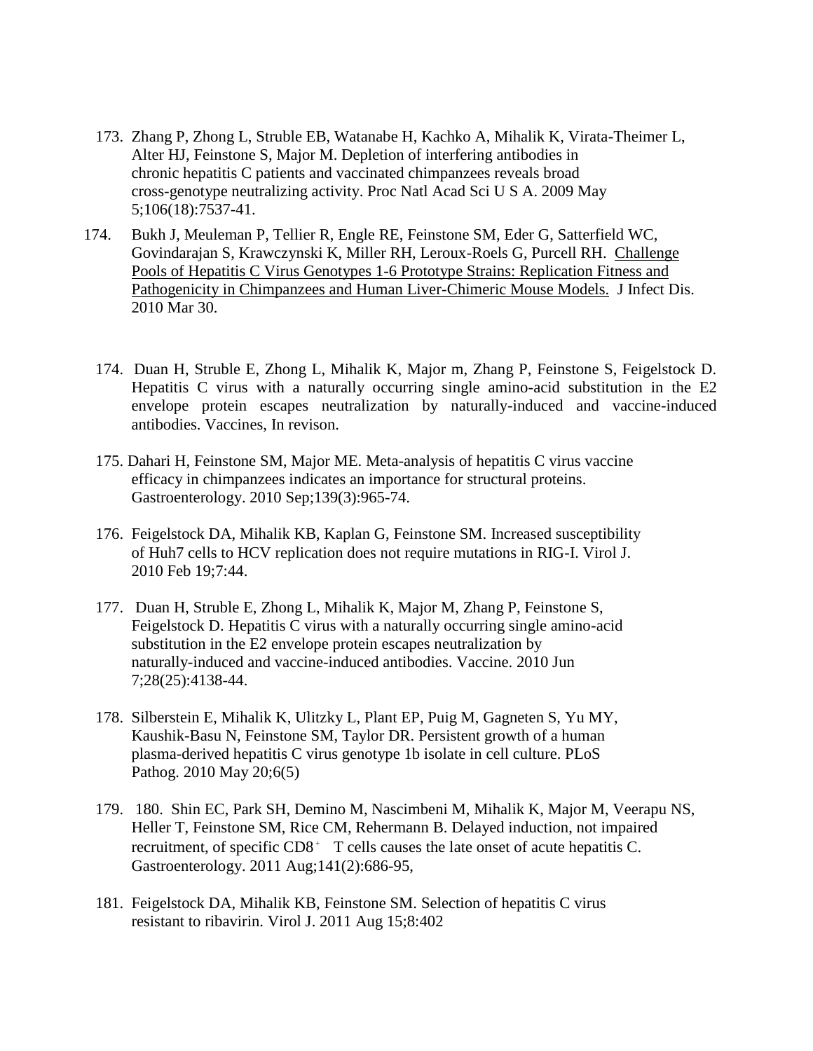173. Zhang P, Zhong L, Struble EB, Watanabe H, Kachko A, Mihalik K, Virata-Theimer L, Alter HJ, Feinstone S, Major M. Depletion of interfering antibodies in chronic hepatitis C patients and vaccinated chimpanzees reveals broad cross-genotype neutralizing activity. Proc Natl Acad Sci U S A. 2009 May 5;106(18):7537-41.

174. Bukh J, Meuleman P, Tellier R, Engle RE, Feinstone SM, Eder G, Satterfield WC, Govindarajan S, Krawczynski K, Miller RH, Leroux-Roels G, Purcell RH. <u>Challenge Pools of Hepatitis C Virus Genotypes 1-6 Prototype Strains: Replication Fitness and Pathogenicity in Chimpanzees and Human Liver-Chimeric Mouse Models.</u> J Infect Dis. 2010 Mar 30.

174. Duan H, Struble E, Zhong L, Mihalik K, Major m, Zhang P, Feinstone S, Feigelstock D. Hepatitis C virus with a naturally occurring single amino-acid substitution in the E2 envelope protein escapes neutralization by naturally-induced and vaccine-induced antibodies. Vaccines, In revison.

175. Dahari H, Feinstone SM, Major ME. Meta-analysis of hepatitis C virus vaccine efficacy in chimpanzees indicates an importance for structural proteins. Gastroenterology. 2010 Sep;139(3):965-74.

176. Feigelstock DA, Mihalik KB, Kaplan G, Feinstone SM. Increased susceptibility of Huh7 cells to HCV replication does not require mutations in RIG-I. Virol J. 2010 Feb 19;7:44.

177. Duan H, Struble E, Zhong L, Mihalik K, Major M, Zhang P, Feinstone S, Feigelstock D. Hepatitis C virus with a naturally occurring single amino-acid substitution in the E2 envelope protein escapes neutralization by naturally-induced and vaccine-induced antibodies. Vaccine. 2010 Jun 7;28(25):4138-44.

178. Silberstein E, Mihalik K, Ulitzky L, Plant EP, Puig M, Gagneten S, Yu MY, Kaushik-Basu N, Feinstone SM, Taylor DR. Persistent growth of a human plasma-derived hepatitis C virus genotype 1b isolate in cell culture. PLoS Pathog. 2010 May 20;6(5)

179. 180. Shin EC, Park SH, Demino M, Nascimbeni M, Mihalik K, Major M, Veerapu NS, Heller T, Feinstone SM, Rice CM, Rehermann B. Delayed induction, not impaired recruitment, of specific $CD8^+$ T cells causes the late onset of acute hepatitis C. Gastroenterology. 2011 Aug;141(2):686-95,

181. Feigelstock DA, Mihalik KB, Feinstone SM. Selection of hepatitis C virus resistant to ribavirin. Virol J. 2011 Aug 15;8:402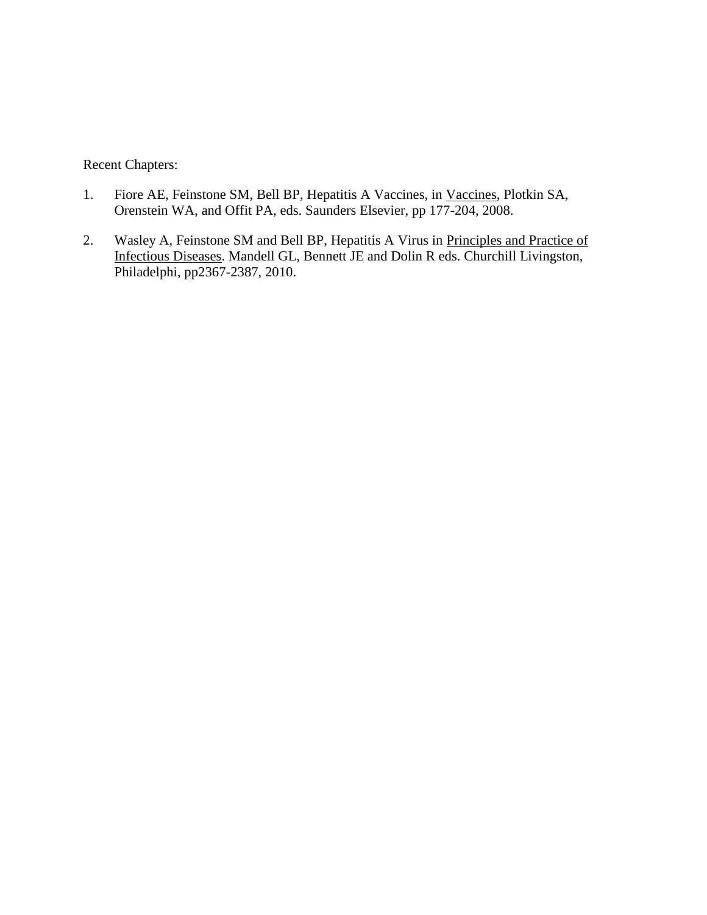Recent Chapters:

1. Fiore AE, Feinstone SM, Bell BP, Hepatitis A Vaccines, in Vaccines, Plotkin SA, Orenstein WA, and Offit PA, eds. Saunders Elsevier, pp 177-204, 2008.

2. Wasley A, Feinstone SM and Bell BP, Hepatitis A Virus in Principles and Practice of Infectious Diseases. Mandell GL, Bennett JE and Dolin R eds. Churchill Livingston, Philadelphi, pp2367-2387, 2010.